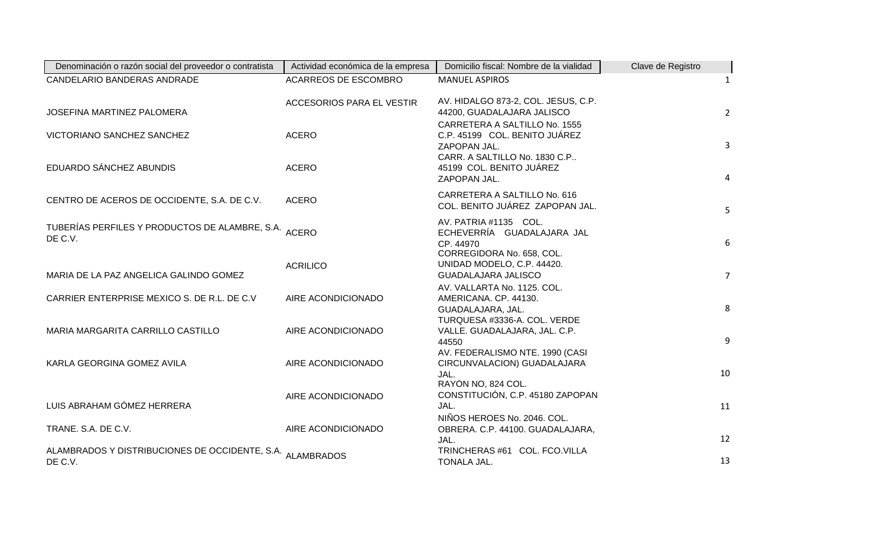| Denominación o razón social del proveedor o contratista | Actividad económica de la empresa | Domicilio fiscal: Nombre de la vialidad | Clave de Registro |
|---|---|---|---|
| CANDELARIO BANDERAS ANDRADE | ACARREOS DE ESCOMBRO | MANUEL ASPIROS | 1 |
| JOSEFINA MARTINEZ PALOMERA | ACCESORIOS PARA EL VESTIR | AV. HIDALGO 873-2, COL. JESUS, C.P. 44200, GUADALAJARA JALISCO | 2 |
| VICTORIANO SANCHEZ SANCHEZ | ACERO | CARRETERA A SALTILLO No. 1555 C.P. 45199 COL. BENITO JUÁREZ ZAPOPAN JAL. | 3 |
| EDUARDO SÁNCHEZ ABUNDIS | ACERO | CARR. A SALTILLO No. 1830 C.P.. 45199 COL. BENITO JUÁREZ ZAPOPAN JAL. | 4 |
| CENTRO DE ACEROS DE OCCIDENTE, S.A. DE C.V. | ACERO | CARRETERA A SALTILLO No. 616 COL. BENITO JUÁREZ ZAPOPAN JAL. | 5 |
| TUBERÍAS PERFILES Y PRODUCTOS DE ALAMBRE, S.A. DE C.V. | ACERO | AV. PATRIA #1135 COL. ECHEVERRÍA GUADALAJARA JAL CP. 44970 | 6 |
| MARIA DE LA PAZ ANGELICA GALINDO GOMEZ | ACRILICO | CORREGIDORA No. 658, COL. UNIDAD MODELO, C.P. 44420. GUADALAJARA JALISCO | 7 |
| CARRIER ENTERPRISE MEXICO S. DE R.L. DE C.V | AIRE ACONDICIONADO | AV. VALLARTA No. 1125. COL. AMERICANA. CP. 44130. GUADALAJARA, JAL. | 8 |
| MARIA MARGARITA CARRILLO CASTILLO | AIRE ACONDICIONADO | TURQUESA #3336-A. COL. VERDE VALLE. GUADALAJARA, JAL. C.P. 44550 | 9 |
| KARLA GEORGINA GOMEZ AVILA | AIRE ACONDICIONADO | AV. FEDERALISMO NTE. 1990 (CASI CIRCUNVALACION) GUADALAJARA JAL. | 10 |
| LUIS ABRAHAM GÓMEZ HERRERA | AIRE ACONDICIONADO | RAYÓN NO, 824 COL. CONSTITUCIÓN, C.P. 45180 ZAPOPAN JAL. | 11 |
| TRANE. S.A. DE C.V. | AIRE ACONDICIONADO | NIÑOS HEROES No. 2046. COL. OBRERA. C.P. 44100. GUADALAJARA, JAL. | 12 |
| ALAMBRADOS Y DISTRIBUCIONES DE OCCIDENTE, S.A. DE C.V. | ALAMBRADOS | TRINCHERAS #61 COL. FCO.VILLA TONALA JAL. | 13 |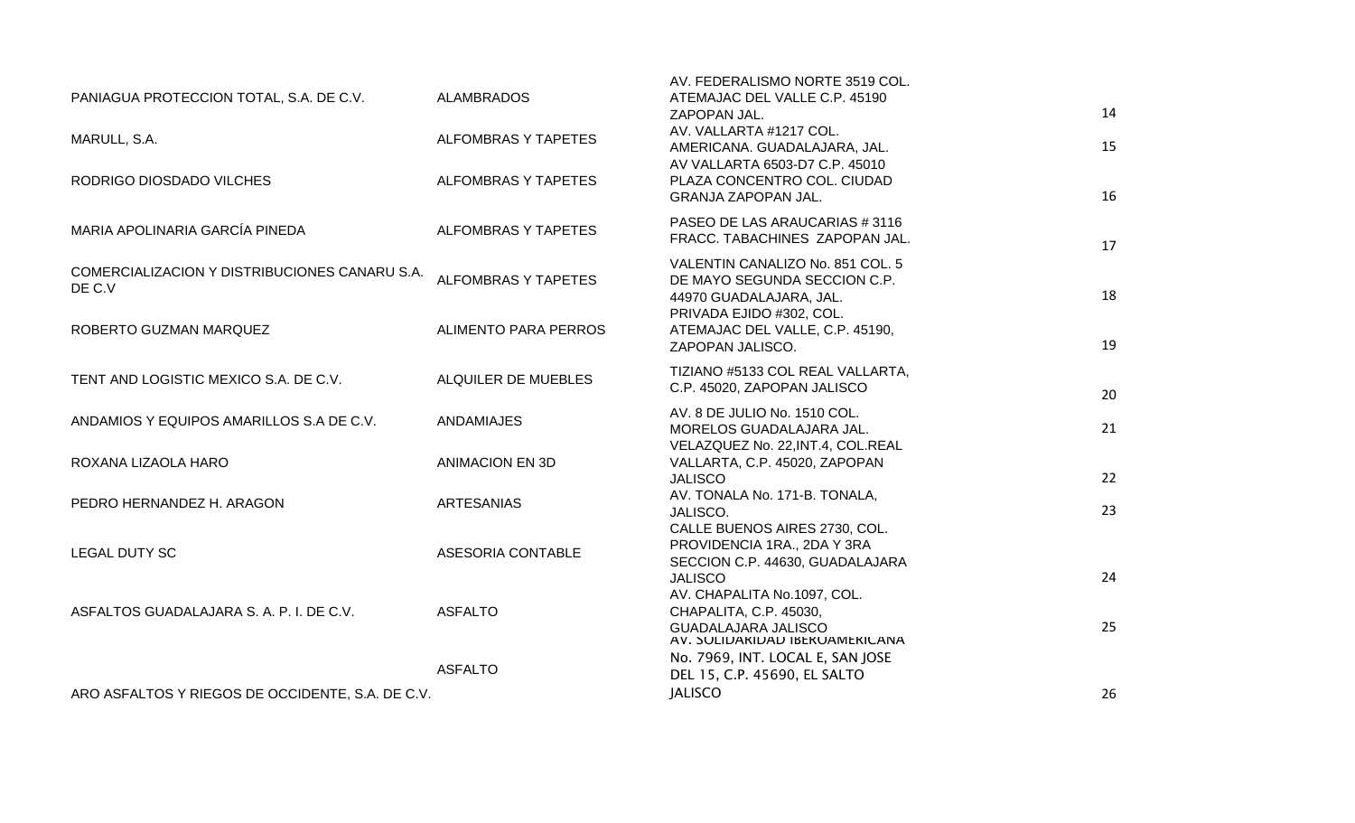| | | | |
|---|---|---|---|
| PANIAGUA PROTECCION TOTAL, S.A. DE C.V. | ALAMBRADOS | AV. FEDERALISMO NORTE 3519 COL. ATEMAJAC DEL VALLE C.P. 45190 ZAPOPAN JAL. | 14 |
| MARULL, S.A. | ALFOMBRAS Y TAPETES | AV. VALLARTA #1217 COL. AMERICANA. GUADALAJARA, JAL. | 15 |
| RODRIGO DIOSDADO VILCHES | ALFOMBRAS Y TAPETES | AV VALLARTA 6503-D7 C.P. 45010 PLAZA CONCENTRO COL. CIUDAD GRANJA ZAPOPAN JAL. | 16 |
| MARIA APOLINARIA GARCÍA PINEDA | ALFOMBRAS Y TAPETES | PASEO DE LAS ARAUCARIAS # 3116 FRACC. TABACHINES ZAPOPAN JAL. | 17 |
| COMERCIALIZACION Y DISTRIBUCIONES CANARU S.A. DE C.V | ALFOMBRAS Y TAPETES | VALENTIN CANALIZO No. 851 COL. 5 DE MAYO SEGUNDA SECCION C.P. 44970 GUADALAJARA, JAL. | 18 |
| ROBERTO GUZMAN MARQUEZ | ALIMENTO PARA PERROS | PRIVADA EJIDO #302, COL. ATEMAJAC DEL VALLE, C.P. 45190, ZAPOPAN JALISCO. | 19 |
| TENT AND LOGISTIC MEXICO S.A. DE C.V. | ALQUILER DE MUEBLES | TIZIANO #5133 COL REAL VALLARTA, C.P. 45020, ZAPOPAN JALISCO | 20 |
| ANDAMIOS Y EQUIPOS AMARILLOS S.A DE C.V. | ANDAMIAJES | AV. 8 DE JULIO No. 1510 COL. MORELOS GUADALAJARA JAL. | 21 |
| ROXANA LIZAOLA HARO | ANIMACION EN 3D | VELAZQUEZ No. 22,INT.4, COL.REAL VALLARTA, C.P. 45020, ZAPOPAN JALISCO | 22 |
| PEDRO HERNANDEZ H. ARAGON | ARTESANIAS | AV. TONALA No. 171-B. TONALA, JALISCO. | 23 |
| LEGAL DUTY SC | ASESORIA CONTABLE | CALLE BUENOS AIRES 2730, COL. PROVIDENCIA 1RA., 2DA Y 3RA SECCION C.P. 44630, GUADALAJARA JALISCO | 24 |
| ASFALTOS GUADALAJARA S. A. P. I. DE C.V. | ASFALTO | AV. CHAPALITA No.1097, COL. CHAPALITA, C.P. 45030, GUADALAJARA JALISCO | 25 |
| ARO ASFALTOS Y RIEGOS DE OCCIDENTE, S.A. DE C.V. | ASFALTO | AV. SOLIDARIDAD IBEROAMERICANA No. 7969, INT. LOCAL E, SAN JOSE DEL 15, C.P. 45690, EL SALTO JALISCO | 26 |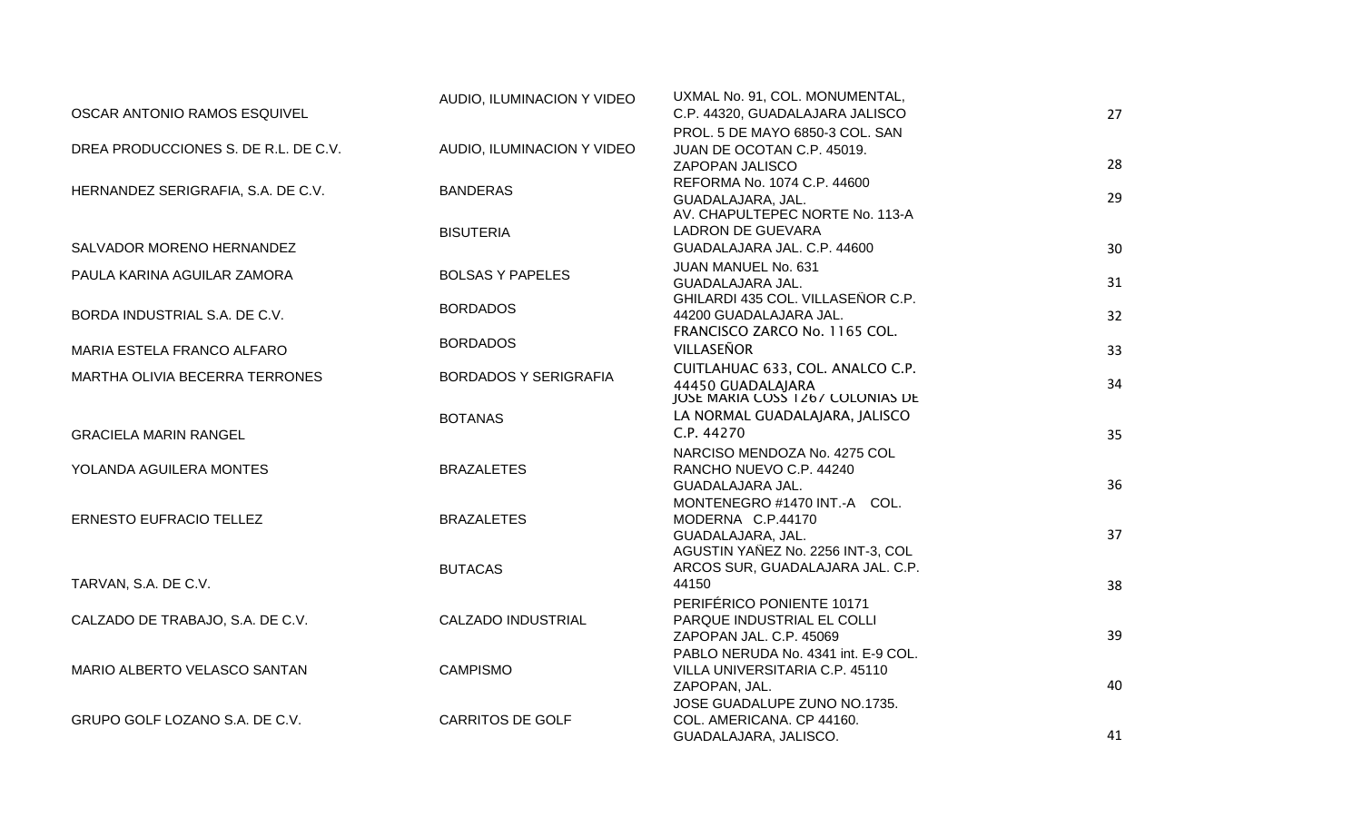| | | | |
|---|---|---|---|
| OSCAR ANTONIO RAMOS ESQUIVEL | AUDIO, ILUMINACION Y VIDEO | UXMAL No. 91, COL. MONUMENTAL, C.P. 44320, GUADALAJARA JALISCO | 27 |
| DREA PRODUCCIONES S. DE R.L. DE C.V. | AUDIO, ILUMINACION Y VIDEO | PROL. 5 DE MAYO 6850-3 COL. SAN JUAN DE OCOTAN C.P. 45019. ZAPOPAN JALISCO | 28 |
| HERNANDEZ SERIGRAFIA, S.A. DE C.V. | BANDERAS | REFORMA No. 1074 C.P. 44600 GUADALAJARA, JAL. | 29 |
| SALVADOR MORENO HERNANDEZ | BISUTERIA | AV. CHAPULTEPEC NORTE No. 113-A LADRON DE GUEVARA GUADALAJARA JAL. C.P. 44600 | 30 |
| PAULA KARINA AGUILAR ZAMORA | BOLSAS Y PAPELES | JUAN MANUEL No. 631 GUADALAJARA JAL. | 31 |
| BORDA INDUSTRIAL S.A. DE C.V. | BORDADOS | GHILARDI 435 COL. VILLASEÑOR C.P. 44200 GUADALAJARA JAL. | 32 |
| MARIA ESTELA FRANCO ALFARO | BORDADOS | FRANCISCO ZARCO No. 1165 COL. VILLASEÑOR | 33 |
| MARTHA OLIVIA BECERRA TERRONES | BORDADOS Y SERIGRAFIA | CUITLAHUAC 633, COL. ANALCO C.P. 44450 GUADALAJARA | 34 |
| GRACIELA MARIN RANGEL | BOTANAS | JOSE MARIA COSS 1267 COLONIAS DE LA NORMAL GUADALAJARA, JALISCO C.P. 44270 | 35 |
| YOLANDA AGUILERA MONTES | BRAZALETES | NARCISO MENDOZA No. 4275 COL RANCHO NUEVO C.P. 44240 GUADALAJARA JAL. | 36 |
| ERNESTO EUFRACIO TELLEZ | BRAZALETES | MONTENEGRO #1470 INT.-A COL. MODERNA C.P.44170 GUADALAJARA, JAL. | 37 |
| TARVAN, S.A. DE C.V. | BUTACAS | AGUSTIN YAÑEZ No. 2256 INT-3, COL ARCOS SUR, GUADALAJARA JAL. C.P. 44150 | 38 |
| CALZADO DE TRABAJO, S.A. DE C.V. | CALZADO INDUSTRIAL | PERIFÉRICO PONIENTE 10171 PARQUE INDUSTRIAL EL COLLI ZAPOPAN JAL. C.P. 45069 | 39 |
| MARIO ALBERTO VELASCO SANTAN | CAMPISMO | PABLO NERUDA No. 4341 int. E-9 COL. VILLA UNIVERSITARIA C.P. 45110 ZAPOPAN, JAL. | 40 |
| GRUPO GOLF LOZANO S.A. DE C.V. | CARRITOS DE GOLF | JOSE GUADALUPE ZUNO NO.1735. COL. AMERICANA. CP 44160. GUADALAJARA, JALISCO. | 41 |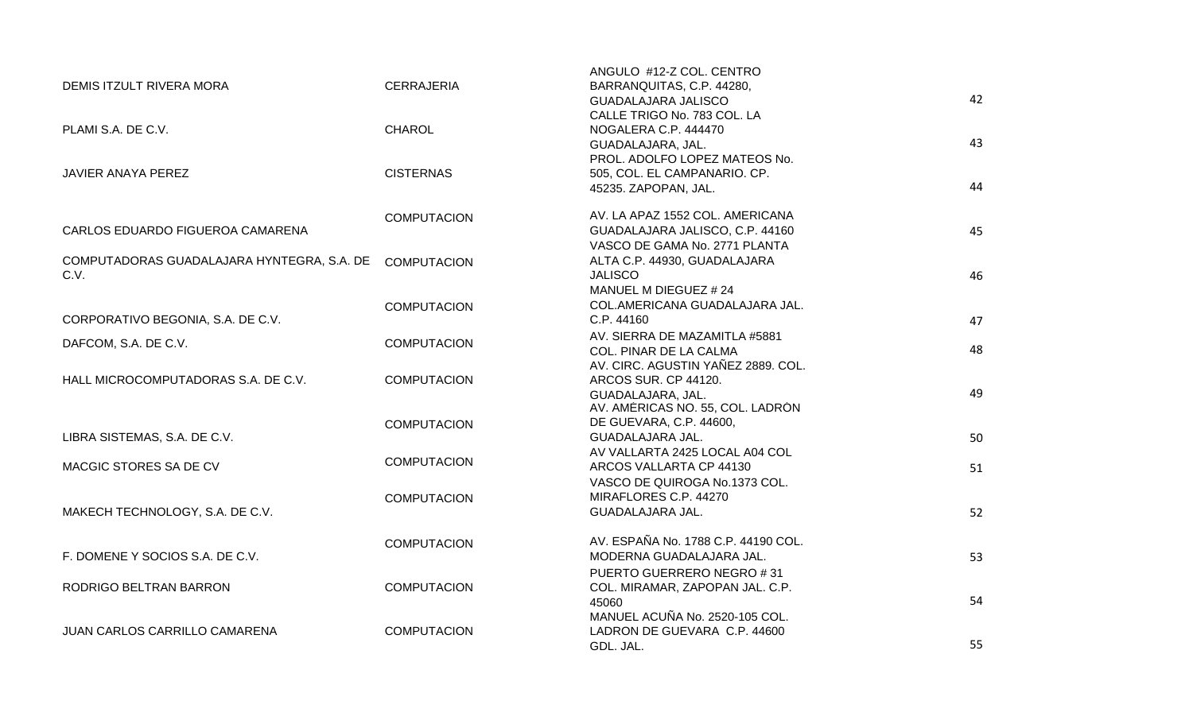| | | | |
|---|---|---|---|
| DEMIS ITZULT RIVERA MORA | CERRAJERIA | ANGULO #12-Z COL. CENTRO BARRANQUITAS, C.P. 44280, GUADALAJARA JALISCO | 42 |
| PLAMI S.A. DE C.V. | CHAROL | CALLE TRIGO No. 783 COL. LA NOGALERA C.P. 444470 GUADALAJARA, JAL. | 43 |
| JAVIER ANAYA PEREZ | CISTERNAS | PROL. ADOLFO LOPEZ MATEOS No. 505, COL. EL CAMPANARIO. CP. 45235. ZAPOPAN, JAL. | 44 |
| CARLOS EDUARDO FIGUEROA CAMARENA | COMPUTACION | AV. LA APAZ 1552 COL. AMERICANA GUADALAJARA JALISCO, C.P. 44160 | 45 |
| COMPUTADORAS GUADALAJARA HYNTEGRA, S.A. DE C.V. | COMPUTACION | VASCO DE GAMA No. 2771 PLANTA ALTA C.P. 44930, GUADALAJARA JALISCO | 46 |
| CORPORATIVO BEGONIA, S.A. DE C.V. | COMPUTACION | MANUEL M DIEGUEZ # 24 COL.AMERICANA GUADALAJARA JAL. C.P. 44160 | 47 |
| DAFCOM, S.A. DE C.V. | COMPUTACION | AV. SIERRA DE MAZAMITLA #5881 COL. PINAR DE LA CALMA | 48 |
| HALL MICROCOMPUTADORAS S.A. DE C.V. | COMPUTACION | AV. CIRC. AGUSTIN YAÑEZ 2889. COL. ARCOS SUR. CP 44120. GUADALAJARA, JAL. | 49 |
| LIBRA SISTEMAS, S.A. DE C.V. | COMPUTACION | AV. AMÉRICAS NO. 55, COL. LADRÓN DE GUEVARA, C.P. 44600, GUADALAJARA JAL. | 50 |
| MACGIC STORES SA DE CV | COMPUTACION | AV VALLARTA 2425 LOCAL A04 COL ARCOS VALLARTA CP 44130 | 51 |
| MAKECH TECHNOLOGY, S.A. DE C.V. | COMPUTACION | VASCO DE QUIROGA No.1373 COL. MIRAFLORES C.P. 44270 GUADALAJARA JAL. | 52 |
| F. DOMENE Y SOCIOS S.A. DE C.V. | COMPUTACION | AV. ESPAÑA No. 1788 C.P. 44190 COL. MODERNA GUADALAJARA JAL. | 53 |
| RODRIGO BELTRAN BARRON | COMPUTACION | PUERTO GUERRERO NEGRO # 31 COL. MIRAMAR, ZAPOPAN JAL. C.P. 45060 | 54 |
| JUAN CARLOS CARRILLO CAMARENA | COMPUTACION | MANUEL ACUÑA No. 2520-105 COL. LADRON DE GUEVARA C.P. 44600 GDL. JAL. | 55 |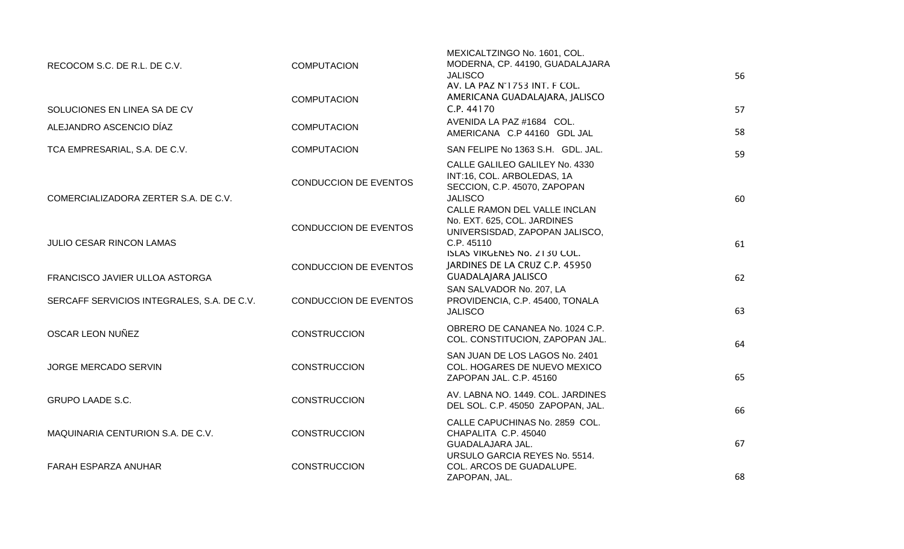| | | | |
|---|---|---|---|
| RECOCOM S.C. DE R.L. DE C.V. | COMPUTACION | MEXICALTZINGO No. 1601, COL. MODERNA, CP. 44190, GUADALAJARA JALISCO | 56 |
| SOLUCIONES EN LINEA SA DE CV | COMPUTACION | AV. LA PAZ N°1753 INT. F COL. AMERICANA GUADALAJARA, JALISCO C.P. 44170 | 57 |
| ALEJANDRO ASCENCIO DÍAZ | COMPUTACION | AVENIDA LA PAZ #1684 COL. AMERICANA C.P 44160 GDL JAL | 58 |
| TCA EMPRESARIAL, S.A. DE C.V. | COMPUTACION | SAN FELIPE No 1363 S.H. GDL. JAL. | 59 |
| COMERCIALIZADORA ZERTER S.A. DE C.V. | CONDUCCION DE EVENTOS | CALLE GALILEO GALILEY No. 4330 INT:16, COL. ARBOLEDAS, 1A SECCION, C.P. 45070, ZAPOPAN JALISCO | 60 |
| JULIO CESAR RINCON LAMAS | CONDUCCION DE EVENTOS | CALLE RAMON DEL VALLE INCLAN No. EXT. 625, COL. JARDINES UNIVERSISDAD, ZAPOPAN JALISCO, C.P. 45110 | 61 |
| FRANCISCO JAVIER ULLOA ASTORGA | CONDUCCION DE EVENTOS | ISLAS VIRGENES No. 2130 COL. JARDINES DE LA CRUZ C.P. 45950 GUADALAJARA JALISCO | 62 |
| SERCAFF SERVICIOS INTEGRALES, S.A. DE C.V. | CONDUCCION DE EVENTOS | SAN SALVADOR No. 207, LA PROVIDENCIA, C.P. 45400, TONALA JALISCO | 63 |
| OSCAR LEON NUÑEZ | CONSTRUCCION | OBRERO DE CANANEA No. 1024 C.P. COL. CONSTITUCION, ZAPOPAN JAL. | 64 |
| JORGE MERCADO SERVIN | CONSTRUCCION | SAN JUAN DE LOS LAGOS No. 2401 COL. HOGARES DE NUEVO MEXICO ZAPOPAN JAL. C.P. 45160 | 65 |
| GRUPO LAADE S.C. | CONSTRUCCION | AV. LABNA NO. 1449. COL. JARDINES DEL SOL. C.P. 45050 ZAPOPAN, JAL. | 66 |
| MAQUINARIA CENTURION S.A. DE C.V. | CONSTRUCCION | CALLE CAPUCHINAS No. 2859 COL. CHAPALITA C.P. 45040 GUADALAJARA JAL. | 67 |
| FARAH ESPARZA ANUHAR | CONSTRUCCION | URSULO GARCIA REYES No. 5514. COL. ARCOS DE GUADALUPE. ZAPOPAN, JAL. | 68 |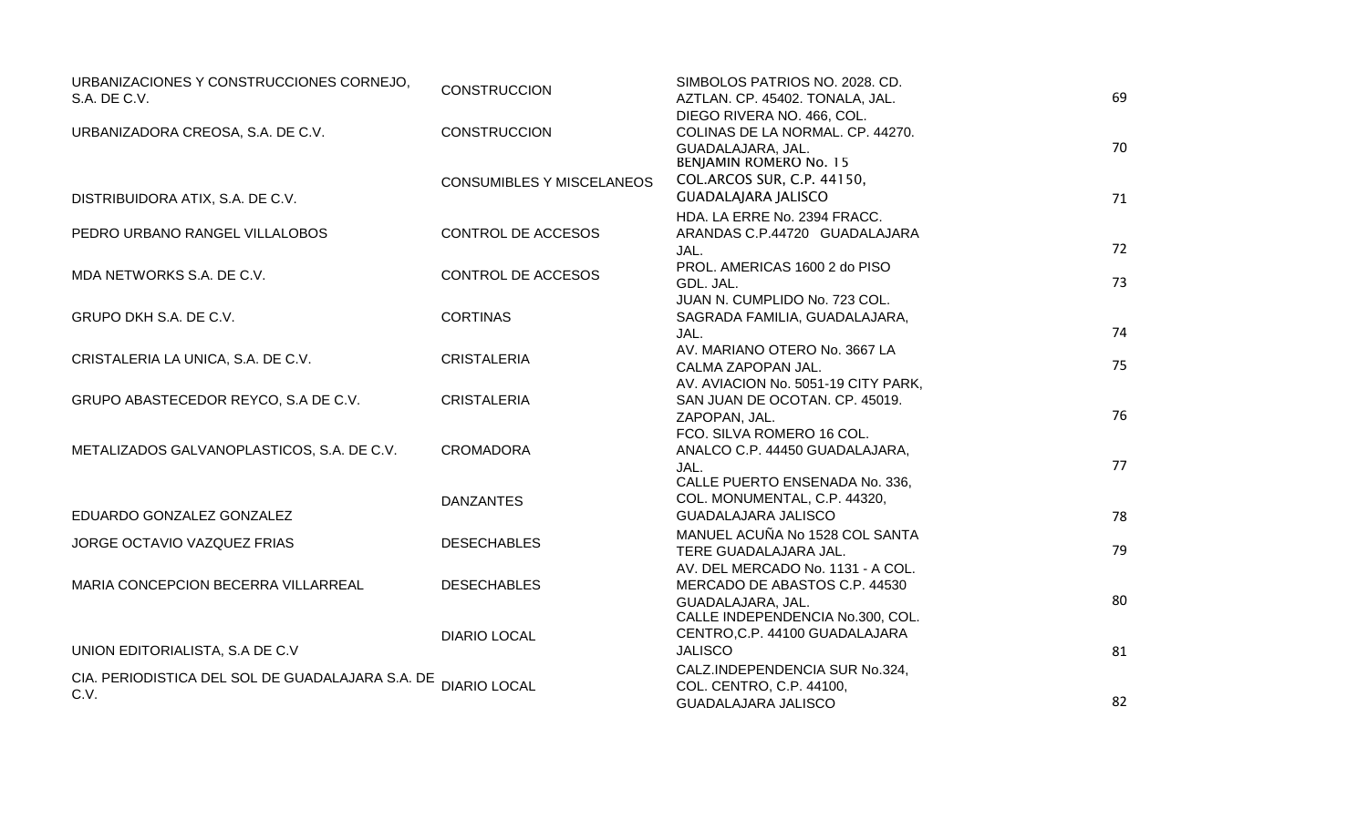| | | | |
|---|---|---|---|
| URBANIZACIONES Y CONSTRUCCIONES CORNEJO, S.A. DE C.V. | CONSTRUCCION | SIMBOLOS PATRIOS NO. 2028. CD. AZTLAN. CP. 45402. TONALA, JAL. | 69 |
| URBANIZADORA CREOSA, S.A. DE C.V. | CONSTRUCCION | DIEGO RIVERA NO. 466, COL. COLINAS DE LA NORMAL. CP. 44270. GUADALAJARA, JAL. | 70 |
| DISTRIBUIDORA ATIX, S.A. DE C.V. | CONSUMIBLES Y MISCELANEOS | BENJAMIN ROMERO No. 15 COL.ARCOS SUR, C.P. 44150, GUADALAJARA JALISCO | 71 |
| PEDRO URBANO RANGEL VILLALOBOS | CONTROL DE ACCESOS | HDA. LA ERRE No. 2394 FRACC. ARANDAS C.P.44720 GUADALAJARA JAL. | 72 |
| MDA NETWORKS S.A. DE C.V. | CONTROL DE ACCESOS | PROL. AMERICAS 1600 2 do PISO GDL. JAL. | 73 |
| GRUPO DKH S.A. DE C.V. | CORTINAS | JUAN N. CUMPLIDO No. 723 COL. SAGRADA FAMILIA, GUADALAJARA, JAL. | 74 |
| CRISTALERIA LA UNICA, S.A. DE C.V. | CRISTALERIA | AV. MARIANO OTERO No. 3667 LA CALMA ZAPOPAN JAL. | 75 |
| GRUPO ABASTECEDOR REYCO, S.A DE C.V. | CRISTALERIA | AV. AVIACION No. 5051-19 CITY PARK, SAN JUAN DE OCOTAN. CP. 45019. ZAPOPAN, JAL. | 76 |
| METALIZADOS GALVANOPLASTICOS, S.A. DE C.V. | CROMADORA | FCO. SILVA ROMERO 16 COL. ANALCO C.P. 44450 GUADALAJARA, JAL. | 77 |
| EDUARDO GONZALEZ GONZALEZ | DANZANTES | CALLE PUERTO ENSENADA No. 336, COL. MONUMENTAL, C.P. 44320, GUADALAJARA JALISCO | 78 |
| JORGE OCTAVIO VAZQUEZ FRIAS | DESECHABLES | MANUEL ACUÑA No 1528 COL SANTA TERE GUADALAJARA JAL. | 79 |
| MARIA CONCEPCION BECERRA VILLARREAL | DESECHABLES | AV. DEL MERCADO No. 1131 - A COL. MERCADO DE ABASTOS C.P. 44530 GUADALAJARA, JAL. | 80 |
| UNION EDITORIALISTA, S.A DE C.V | DIARIO LOCAL | CALLE INDEPENDENCIA No.300, COL. CENTRO,C.P. 44100 GUADALAJARA JALISCO | 81 |
| CIA. PERIODISTICA DEL SOL DE GUADALAJARA S.A. DE C.V. | DIARIO LOCAL | CALZ.INDEPENDENCIA SUR No.324, COL. CENTRO, C.P. 44100, GUADALAJARA JALISCO | 82 |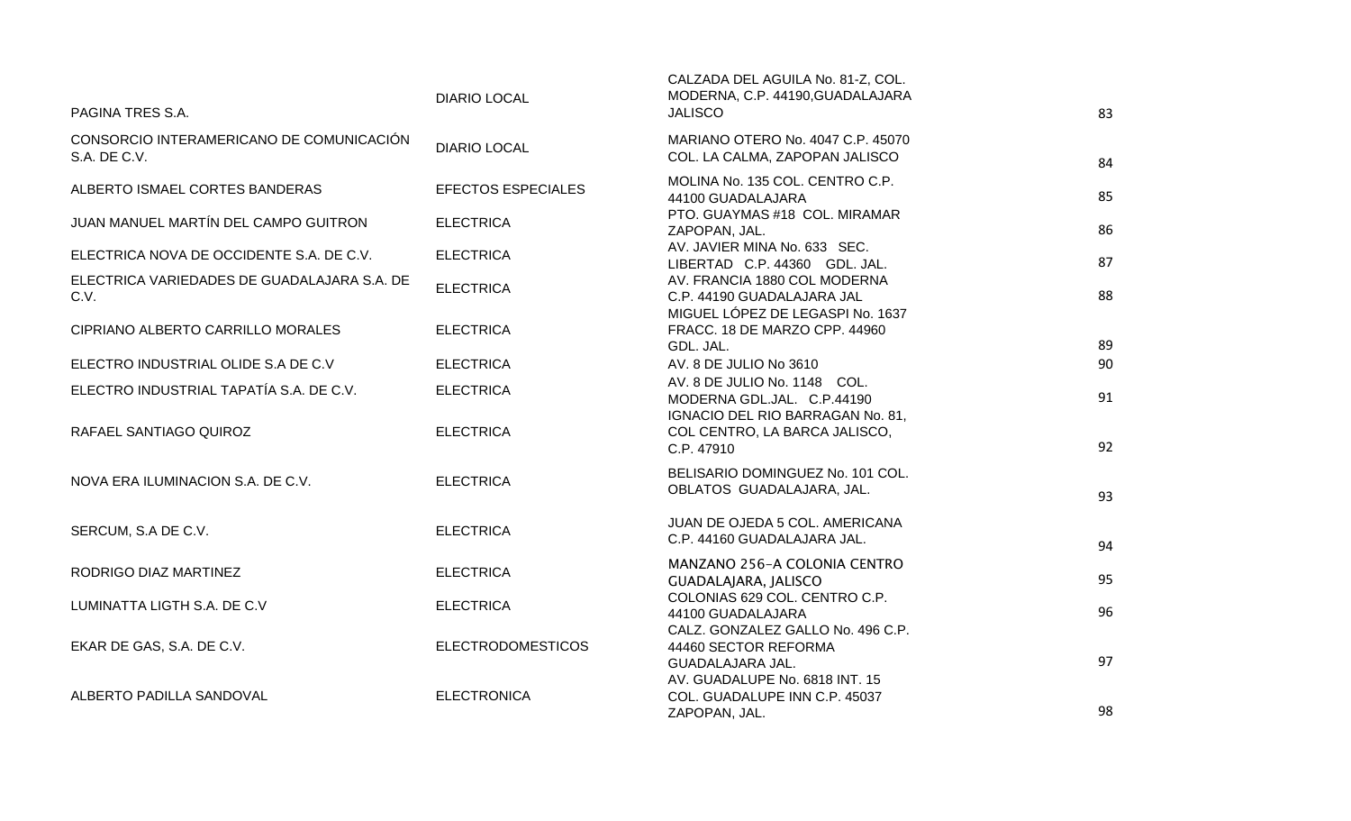| | | | |
|---|---|---|---|
| PAGINA TRES S.A. | DIARIO LOCAL | CALZADA DEL AGUILA No. 81-Z, COL. MODERNA, C.P. 44190,GUADALAJARA JALISCO | 83 |
| CONSORCIO INTERAMERICANO DE COMUNICACIÓN S.A. DE C.V. | DIARIO LOCAL | MARIANO OTERO No. 4047 C.P. 45070 COL. LA CALMA, ZAPOPAN JALISCO | 84 |
| ALBERTO ISMAEL CORTES BANDERAS | EFECTOS ESPECIALES | MOLINA No. 135 COL. CENTRO C.P. 44100 GUADALAJARA | 85 |
| JUAN MANUEL MARTÍN DEL CAMPO GUITRON | ELECTRICA | PTO. GUAYMAS #18 COL. MIRAMAR ZAPOPAN, JAL. | 86 |
| ELECTRICA NOVA DE OCCIDENTE S.A. DE C.V. | ELECTRICA | AV. JAVIER MINA No. 633 SEC. LIBERTAD C.P. 44360 GDL. JAL. | 87 |
| ELECTRICA VARIEDADES DE GUADALAJARA S.A. DE C.V. | ELECTRICA | AV. FRANCIA 1880 COL MODERNA C.P. 44190 GUADALAJARA JAL | 88 |
| CIPRIANO ALBERTO CARRILLO MORALES | ELECTRICA | MIGUEL LÓPEZ DE LEGASPI No. 1637 FRACC. 18 DE MARZO CPP. 44960 GDL. JAL. | 89 |
| ELECTRO INDUSTRIAL OLIDE S.A DE C.V | ELECTRICA | AV. 8 DE JULIO No 3610 | 90 |
| ELECTRO INDUSTRIAL TAPATÍA S.A. DE C.V. | ELECTRICA | AV. 8 DE JULIO No. 1148 COL. MODERNA GDL.JAL. C.P.44190 | 91 |
| RAFAEL SANTIAGO QUIROZ | ELECTRICA | IGNACIO DEL RIO BARRAGAN No. 81, COL CENTRO, LA BARCA JALISCO, C.P. 47910 | 92 |
| NOVA ERA ILUMINACION S.A. DE C.V. | ELECTRICA | BELISARIO DOMINGUEZ No. 101 COL. OBLATOS GUADALAJARA, JAL. | 93 |
| SERCUM, S.A DE C.V. | ELECTRICA | JUAN DE OJEDA 5 COL. AMERICANA C.P. 44160 GUADALAJARA JAL. | 94 |
| RODRIGO DIAZ MARTINEZ | ELECTRICA | MANZANO 256-A COLONIA CENTRO GUADALAJARA, JALISCO | 95 |
| LUMINATTA LIGTH S.A. DE C.V | ELECTRICA | COLONIAS 629 COL. CENTRO C.P. 44100 GUADALAJARA | 96 |
| EKAR DE GAS, S.A. DE C.V. | ELECTRODOMESTICOS | CALZ. GONZALEZ GALLO No. 496 C.P. 44460 SECTOR REFORMA GUADALAJARA JAL. | 97 |
| ALBERTO PADILLA SANDOVAL | ELECTRONICA | AV. GUADALUPE No. 6818 INT. 15 COL. GUADALUPE INN C.P. 45037 ZAPOPAN, JAL. | 98 |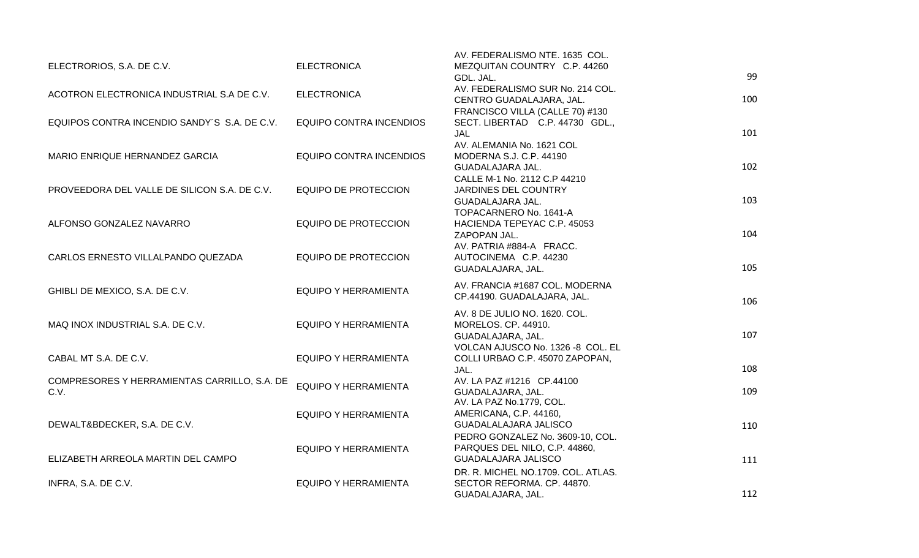| | | | |
|---|---|---|---|
| ELECTRORIOS, S.A. DE C.V. | ELECTRONICA | AV. FEDERALISMO NTE. 1635 COL. MEZQUITAN COUNTRY C.P. 44260 GDL. JAL. | 99 |
| ACOTRON ELECTRONICA INDUSTRIAL S.A DE C.V. | ELECTRONICA | AV. FEDERALISMO SUR No. 214 COL. CENTRO GUADALAJARA, JAL. | 100 |
| EQUIPOS CONTRA INCENDIO SANDY´S S.A. DE C.V. | EQUIPO CONTRA INCENDIOS | FRANCISCO VILLA (CALLE 70) #130 SECT. LIBERTAD C.P. 44730 GDL., JAL | 101 |
| MARIO ENRIQUE HERNANDEZ GARCIA | EQUIPO CONTRA INCENDIOS | AV. ALEMANIA No. 1621 COL MODERNA S.J. C.P. 44190 GUADALAJARA JAL. | 102 |
| PROVEEDORA DEL VALLE DE SILICON S.A. DE C.V. | EQUIPO DE PROTECCION | CALLE M-1 No. 2112 C.P 44210 JARDINES DEL COUNTRY GUADALAJARA JAL. | 103 |
| ALFONSO GONZALEZ NAVARRO | EQUIPO DE PROTECCION | TOPACARNERO No. 1641-A HACIENDA TEPEYAC C.P. 45053 ZAPOPAN JAL. | 104 |
| CARLOS ERNESTO VILLALPANDO QUEZADA | EQUIPO DE PROTECCION | AV. PATRIA #884-A FRACC. AUTOCINEMA C.P. 44230 GUADALAJARA, JAL. | 105 |
| GHIBLI DE MEXICO, S.A. DE C.V. | EQUIPO Y HERRAMIENTA | AV. FRANCIA #1687 COL. MODERNA CP.44190. GUADALAJARA, JAL. | 106 |
| MAQ INOX INDUSTRIAL S.A. DE C.V. | EQUIPO Y HERRAMIENTA | AV. 8 DE JULIO NO. 1620. COL. MORELOS. CP. 44910. GUADALAJARA, JAL. | 107 |
| CABAL MT S.A. DE C.V. | EQUIPO Y HERRAMIENTA | VOLCAN AJUSCO No. 1326 -8 COL. EL COLLI URBAO C.P. 45070 ZAPOPAN, JAL. | 108 |
| COMPRESORES Y HERRAMIENTAS CARRILLO, S.A. DE C.V. | EQUIPO Y HERRAMIENTA | AV. LA PAZ #1216 CP.44100 GUADALAJARA, JAL. | 109 |
| DEWALT&BDECKER, S.A. DE C.V. | EQUIPO Y HERRAMIENTA | AV. LA PAZ No.1779, COL. AMERICANA, C.P. 44160, GUADALALAJARA JALISCO | 110 |
| ELIZABETH ARREOLA MARTIN DEL CAMPO | EQUIPO Y HERRAMIENTA | PEDRO GONZALEZ No. 3609-10, COL. PARQUES DEL NILO, C.P. 44860, GUADALAJARA JALISCO | 111 |
| INFRA, S.A. DE C.V. | EQUIPO Y HERRAMIENTA | DR. R. MICHEL NO.1709. COL. ATLAS. SECTOR REFORMA. CP. 44870. GUADALAJARA, JAL. | 112 |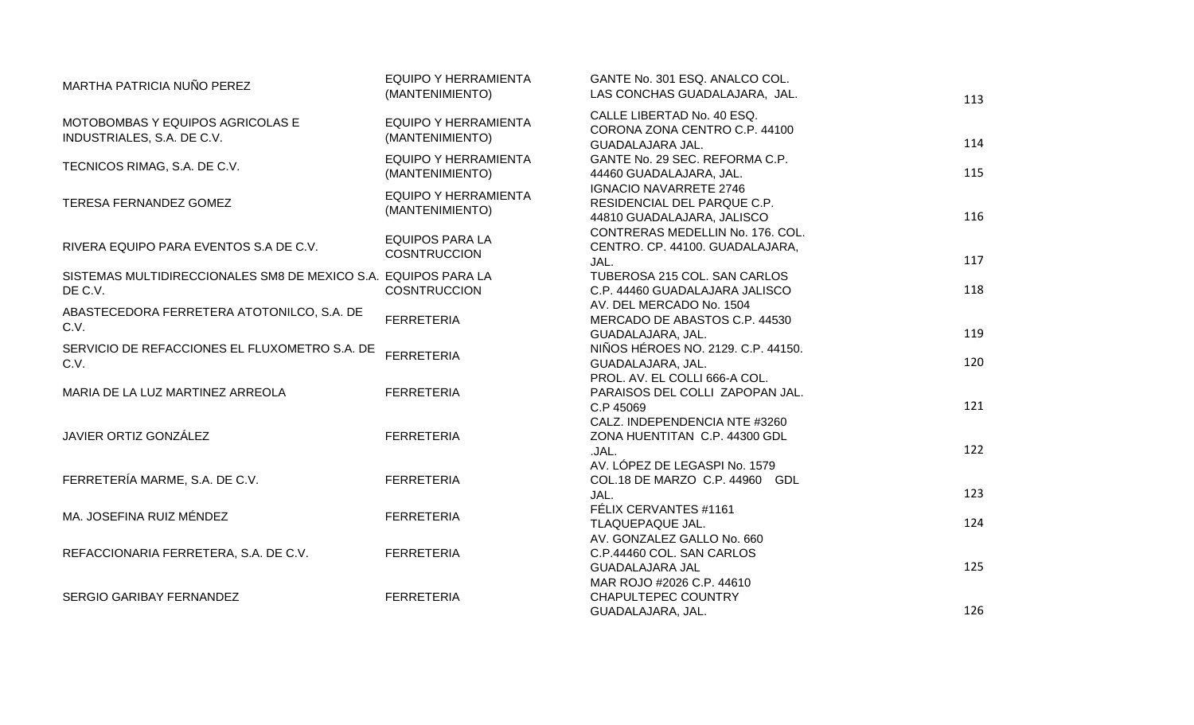| | | | |
|---|---|---|---|
| MARTHA PATRICIA NUÑO PEREZ | EQUIPO Y HERRAMIENTA (MANTENIMIENTO) | GANTE No. 301 ESQ. ANALCO COL. LAS CONCHAS GUADALAJARA, JAL. | 113 |
| MOTOBOMBAS Y EQUIPOS AGRICOLAS E INDUSTRIALES, S.A. DE C.V. | EQUIPO Y HERRAMIENTA (MANTENIMIENTO) | CALLE LIBERTAD No. 40 ESQ. CORONA ZONA CENTRO C.P. 44100 GUADALAJARA JAL. | 114 |
| TECNICOS RIMAG, S.A. DE C.V. | EQUIPO Y HERRAMIENTA (MANTENIMIENTO) | GANTE No. 29 SEC. REFORMA C.P. 44460 GUADALAJARA, JAL. | 115 |
| TERESA FERNANDEZ GOMEZ | EQUIPO Y HERRAMIENTA (MANTENIMIENTO) | IGNACIO NAVARRETE 2746 RESIDENCIAL DEL PARQUE C.P. 44810 GUADALAJARA, JALISCO | 116 |
| RIVERA EQUIPO PARA EVENTOS S.A DE C.V. | EQUIPOS PARA LA COSNTRUCCION | CONTRERAS MEDELLIN No. 176. COL. CENTRO. CP. 44100. GUADALAJARA, JAL. | 117 |
| SISTEMAS MULTIDIRECCIONALES SM8 DE MEXICO S.A. DE C.V. | EQUIPOS PARA LA COSNTRUCCION | TUBEROSA 215 COL. SAN CARLOS C.P. 44460 GUADALAJARA JALISCO | 118 |
| ABASTECEDORA FERRETERA ATOTONILCO, S.A. DE C.V. | FERRETERIA | AV. DEL MERCADO No. 1504 MERCADO DE ABASTOS C.P. 44530 GUADALAJARA, JAL. | 119 |
| SERVICIO DE REFACCIONES EL FLUXOMETRO S.A. DE C.V. | FERRETERIA | NIÑOS HÉROES NO. 2129. C.P. 44150. GUADALAJARA, JAL. | 120 |
| MARIA DE LA LUZ MARTINEZ ARREOLA | FERRETERIA | PROL. AV. EL COLLI 666-A COL. PARAISOS DEL COLLI ZAPOPAN JAL. C.P 45069 | 121 |
| JAVIER ORTIZ GONZÁLEZ | FERRETERIA | CALZ. INDEPENDENCIA NTE #3260 ZONA HUENTITAN C.P. 44300 GDL .JAL. | 122 |
| FERRETERÍA MARME, S.A. DE C.V. | FERRETERIA | AV. LÓPEZ DE LEGASPI No. 1579 COL.18 DE MARZO C.P. 44960 GDL JAL. | 123 |
| MA. JOSEFINA RUIZ MÉNDEZ | FERRETERIA | FÉLIX CERVANTES #1161 TLAQUEPAQUE JAL. | 124 |
| REFACCIONARIA FERRETERA, S.A. DE C.V. | FERRETERIA | AV. GONZALEZ GALLO No. 660 C.P.44460 COL. SAN CARLOS GUADALAJARA JAL | 125 |
| SERGIO GARIBAY FERNANDEZ | FERRETERIA | MAR ROJO #2026 C.P. 44610 CHAPULTEPEC COUNTRY GUADALAJARA, JAL. | 126 |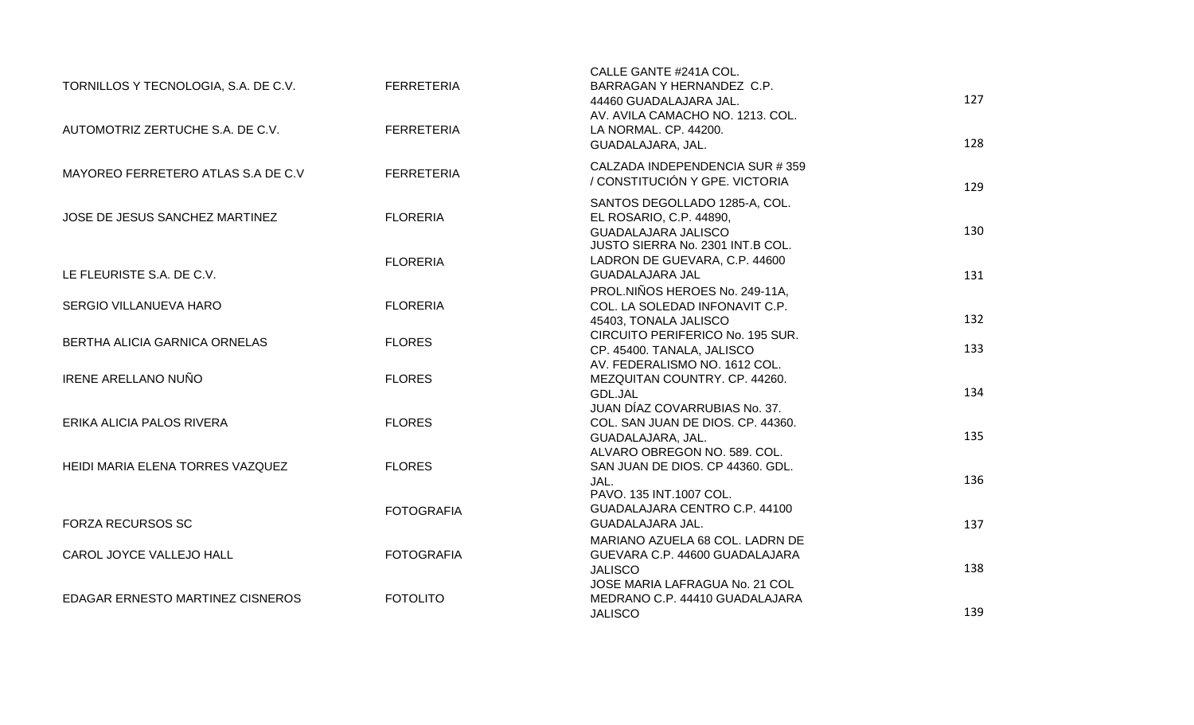| | | | |
|---|---|---|---|
| TORNILLOS Y TECNOLOGIA, S.A. DE C.V. | FERRETERIA | CALLE GANTE #241A COL. BARRAGAN Y HERNANDEZ C.P. 44460 GUADALAJARA JAL. | 127 |
| AUTOMOTRIZ ZERTUCHE S.A. DE C.V. | FERRETERIA | AV. AVILA CAMACHO NO. 1213. COL. LA NORMAL. CP. 44200. GUADALAJARA, JAL. | 128 |
| MAYOREO FERRETERO ATLAS S.A DE C.V | FERRETERIA | CALZADA INDEPENDENCIA SUR # 359 / CONSTITUCIÓN Y GPE. VICTORIA | 129 |
| JOSE DE JESUS SANCHEZ MARTINEZ | FLORERIA | SANTOS DEGOLLADO 1285-A, COL. EL ROSARIO, C.P. 44890, GUADALAJARA JALISCO | 130 |
| LE FLEURISTE S.A. DE C.V. | FLORERIA | JUSTO SIERRA No. 2301 INT.B COL. LADRON DE GUEVARA, C.P. 44600 GUADALAJARA JAL | 131 |
| SERGIO VILLANUEVA HARO | FLORERIA | PROL.NIÑOS HEROES No. 249-11A, COL. LA SOLEDAD INFONAVIT C.P. 45403, TONALA JALISCO | 132 |
| BERTHA ALICIA GARNICA ORNELAS | FLORES | CIRCUITO PERIFERICO No. 195 SUR. CP. 45400. TANALA, JALISCO | 133 |
| IRENE ARELLANO NUÑO | FLORES | AV. FEDERALISMO NO. 1612 COL. MEZQUITAN COUNTRY. CP. 44260. GDL.JAL | 134 |
| ERIKA ALICIA PALOS RIVERA | FLORES | JUAN DÍAZ COVARRUBIAS No. 37. COL. SAN JUAN DE DIOS. CP. 44360. GUADALAJARA, JAL. | 135 |
| HEIDI MARIA ELENA TORRES VAZQUEZ | FLORES | ALVARO OBREGON NO. 589. COL. SAN JUAN DE DIOS. CP 44360. GDL. JAL. | 136 |
| FORZA RECURSOS SC | FOTOGRAFIA | PAVO. 135 INT.1007 COL. GUADALAJARA CENTRO C.P. 44100 GUADALAJARA JAL. | 137 |
| CAROL JOYCE VALLEJO HALL | FOTOGRAFIA | MARIANO AZUELA 68 COL. LADRN DE GUEVARA C.P. 44600 GUADALAJARA JALISCO | 138 |
| EDAGAR ERNESTO MARTINEZ CISNEROS | FOTOLITO | JOSE MARIA LAFRAGUA No. 21 COL MEDRANO C.P. 44410 GUADALAJARA JALISCO | 139 |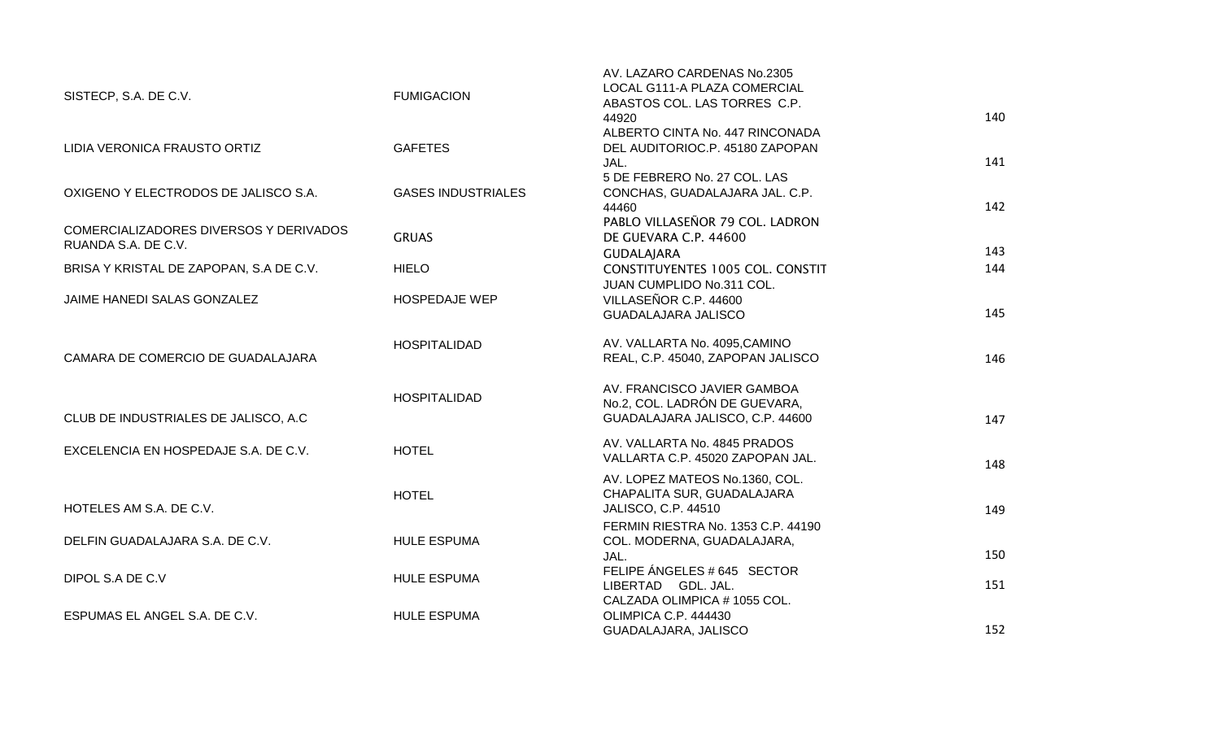| | | | |
|---|---|---|---|
| SISTECP, S.A. DE C.V. | FUMIGACION | AV. LAZARO CARDENAS No.2305 LOCAL G111-A PLAZA COMERCIAL ABASTOS COL. LAS TORRES C.P. 44920 | 140 |
| LIDIA VERONICA FRAUSTO ORTIZ | GAFETES | ALBERTO CINTA No. 447 RINCONADA DEL AUDITORIOC.P. 45180 ZAPOPAN JAL. | 141 |
| OXIGENO Y ELECTRODOS DE JALISCO S.A. | GASES INDUSTRIALES | 5 DE FEBRERO No. 27 COL. LAS CONCHAS, GUADALAJARA JAL. C.P. 44460 | 142 |
| COMERCIALIZADORES DIVERSOS Y DERIVADOS RUANDA S.A. DE C.V. | GRUAS | PABLO VILLASEÑOR 79 COL. LADRON DE GUEVARA C.P. 44600 GUDALAJARA | 143 |
| BRISA Y KRISTAL DE ZAPOPAN, S.A DE C.V. | HIELO | CONSTITUYENTES 1005 COL. CONSTIT | 144 |
| JAIME HANEDI SALAS GONZALEZ | HOSPEDAJE WEP | JUAN CUMPLIDO No.311 COL. VILLASEÑOR C.P. 44600 GUADALAJARA JALISCO | 145 |
| CAMARA DE COMERCIO DE GUADALAJARA | HOSPITALIDAD | AV. VALLARTA No. 4095,CAMINO REAL, C.P. 45040, ZAPOPAN JALISCO | 146 |
| CLUB DE INDUSTRIALES DE JALISCO, A.C | HOSPITALIDAD | AV. FRANCISCO JAVIER GAMBOA No.2, COL. LADRÓN DE GUEVARA, GUADALAJARA JALISCO, C.P. 44600 | 147 |
| EXCELENCIA EN HOSPEDAJE S.A. DE C.V. | HOTEL | AV. VALLARTA No. 4845 PRADOS VALLARTA C.P. 45020 ZAPOPAN JAL. | 148 |
| HOTELES AM S.A. DE C.V. | HOTEL | AV. LOPEZ MATEOS No.1360, COL. CHAPALITA SUR, GUADALAJARA JALISCO, C.P. 44510 | 149 |
| DELFIN GUADALAJARA S.A. DE C.V. | HULE ESPUMA | FERMIN RIESTRA No. 1353 C.P. 44190 COL. MODERNA, GUADALAJARA, JAL. | 150 |
| DIPOL S.A DE C.V | HULE ESPUMA | FELIPE ÁNGELES # 645 SECTOR LIBERTAD GDL. JAL. | 151 |
| ESPUMAS EL ANGEL S.A. DE C.V. | HULE ESPUMA | CALZADA OLIMPICA # 1055 COL. OLIMPICA C.P. 444430 GUADALAJARA, JALISCO | 152 |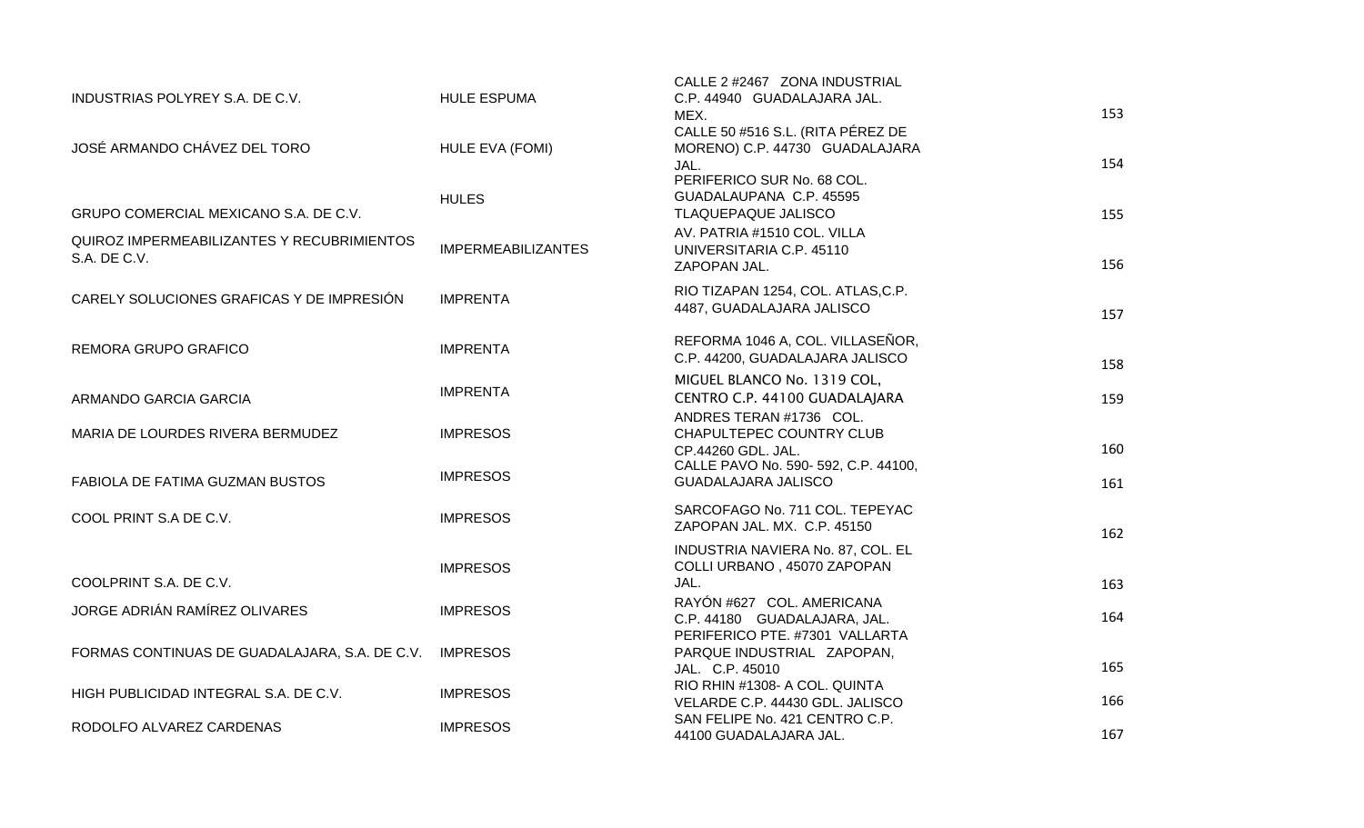| | | | |
|---|---|---|---|
| INDUSTRIAS POLYREY S.A. DE C.V. | HULE ESPUMA | CALLE 2 #2467 ZONA INDUSTRIAL C.P. 44940 GUADALAJARA JAL. MEX. | 153 |
| JOSÉ ARMANDO CHÁVEZ DEL TORO | HULE EVA (FOMI) | CALLE 50 #516 S.L. (RITA PÉREZ DE MORENO) C.P. 44730 GUADALAJARA JAL. | 154 |
| GRUPO COMERCIAL MEXICANO S.A. DE C.V. | HULES | PERIFERICO SUR No. 68 COL. GUADALAUPANA C.P. 45595 TLAQUEPAQUE JALISCO | 155 |
| QUIROZ IMPERMEABILIZANTES Y RECUBRIMIENTOS S.A. DE C.V. | IMPERMEABILIZANTES | AV. PATRIA #1510 COL. VILLA UNIVERSITARIA C.P. 45110 ZAPOPAN JAL. | 156 |
| CARELY SOLUCIONES GRAFICAS Y DE IMPRESIÓN | IMPRENTA | RIO TIZAPAN 1254, COL. ATLAS,C.P. 4487, GUADALAJARA JALISCO | 157 |
| REMORA GRUPO GRAFICO | IMPRENTA | REFORMA 1046 A, COL. VILLASEÑOR, C.P. 44200, GUADALAJARA JALISCO | 158 |
| ARMANDO GARCIA GARCIA | IMPRENTA | MIGUEL BLANCO No. 1319 COL, CENTRO C.P. 44100 GUADALAJARA | 159 |
| MARIA DE LOURDES RIVERA BERMUDEZ | IMPRESOS | ANDRES TERAN #1736 COL. CHAPULTEPEC COUNTRY CLUB CP.44260 GDL. JAL. | 160 |
| FABIOLA DE FATIMA GUZMAN BUSTOS | IMPRESOS | CALLE PAVO No. 590- 592, C.P. 44100, GUADALAJARA JALISCO | 161 |
| COOL PRINT S.A DE C.V. | IMPRESOS | SARCOFAGO No. 711 COL. TEPEYAC ZAPOPAN JAL. MX. C.P. 45150 | 162 |
| COOLPRINT S.A. DE C.V. | IMPRESOS | INDUSTRIA NAVIERA No. 87, COL. EL COLLI URBANO , 45070 ZAPOPAN JAL. | 163 |
| JORGE ADRIÁN RAMÍREZ OLIVARES | IMPRESOS | RAYÓN #627 COL. AMERICANA C.P. 44180 GUADALAJARA, JAL. | 164 |
| FORMAS CONTINUAS DE GUADALAJARA, S.A. DE C.V. | IMPRESOS | PERIFERICO PTE. #7301 VALLARTA PARQUE INDUSTRIAL ZAPOPAN, JAL. C.P. 45010 | 165 |
| HIGH PUBLICIDAD INTEGRAL S.A. DE C.V. | IMPRESOS | RIO RHIN #1308- A COL. QUINTA VELARDE C.P. 44430 GDL. JALISCO | 166 |
| RODOLFO ALVAREZ CARDENAS | IMPRESOS | SAN FELIPE No. 421 CENTRO C.P. 44100 GUADALAJARA JAL. | 167 |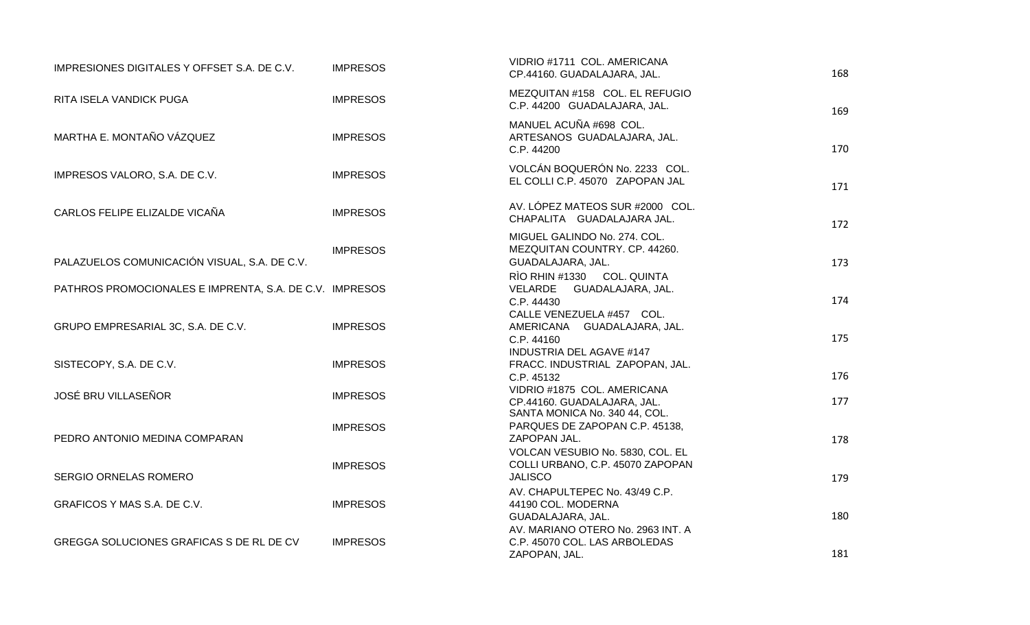| | | | |
|---|---|---|---|
| IMPRESIONES DIGITALES Y OFFSET S.A. DE C.V. | IMPRESOS | VIDRIO #1711 COL. AMERICANA CP.44160. GUADALAJARA, JAL. | 168 |
| RITA ISELA VANDICK PUGA | IMPRESOS | MEZQUITAN #158 COL. EL REFUGIO C.P. 44200 GUADALAJARA, JAL. | 169 |
| MARTHA E. MONTAÑO VÁZQUEZ | IMPRESOS | MANUEL ACUÑA #698 COL. ARTESANOS GUADALAJARA, JAL. C.P. 44200 | 170 |
| IMPRESOS VALORO, S.A. DE C.V. | IMPRESOS | VOLCÁN BOQUERÓN No. 2233 COL. EL COLLI C.P. 45070 ZAPOPAN JAL | 171 |
| CARLOS FELIPE ELIZALDE VICAÑA | IMPRESOS | AV. LÓPEZ MATEOS SUR #2000 COL. CHAPALITA GUADALAJARA JAL. | 172 |
| PALAZUELOS COMUNICACIÓN VISUAL, S.A. DE C.V. | IMPRESOS | MIGUEL GALINDO No. 274. COL. MEZQUITAN COUNTRY. CP. 44260. GUADALAJARA, JAL. | 173 |
| PATHROS PROMOCIONALES E IMPRENTA, S.A. DE C.V. | IMPRESOS | RÌO RHIN #1330 COL. QUINTA VELARDE GUADALAJARA, JAL. C.P. 44430 | 174 |
| GRUPO EMPRESARIAL 3C, S.A. DE C.V. | IMPRESOS | CALLE VENEZUELA #457 COL. AMERICANA GUADALAJARA, JAL. C.P. 44160 | 175 |
| SISTECOPY, S.A. DE C.V. | IMPRESOS | INDUSTRIA DEL AGAVE #147 FRACC. INDUSTRIAL ZAPOPAN, JAL. C.P. 45132 | 176 |
| JOSÉ BRU VILLASEÑOR | IMPRESOS | VIDRIO #1875 COL. AMERICANA CP.44160. GUADALAJARA, JAL. | 177 |
| PEDRO ANTONIO MEDINA COMPARAN | IMPRESOS | SANTA MONICA No. 340 44, COL. PARQUES DE ZAPOPAN C.P. 45138, ZAPOPAN JAL. | 178 |
| SERGIO ORNELAS ROMERO | IMPRESOS | VOLCAN VESUBIO No. 5830, COL. EL COLLI URBANO, C.P. 45070 ZAPOPAN JALISCO | 179 |
| GRAFICOS Y MAS S.A. DE C.V. | IMPRESOS | AV. CHAPULTEPEC No. 43/49 C.P. 44190 COL. MODERNA GUADALAJARA, JAL. | 180 |
| GREGGA SOLUCIONES GRAFICAS S DE RL DE CV | IMPRESOS | AV. MARIANO OTERO No. 2963 INT. A C.P. 45070 COL. LAS ARBOLEDAS ZAPOPAN, JAL. | 181 |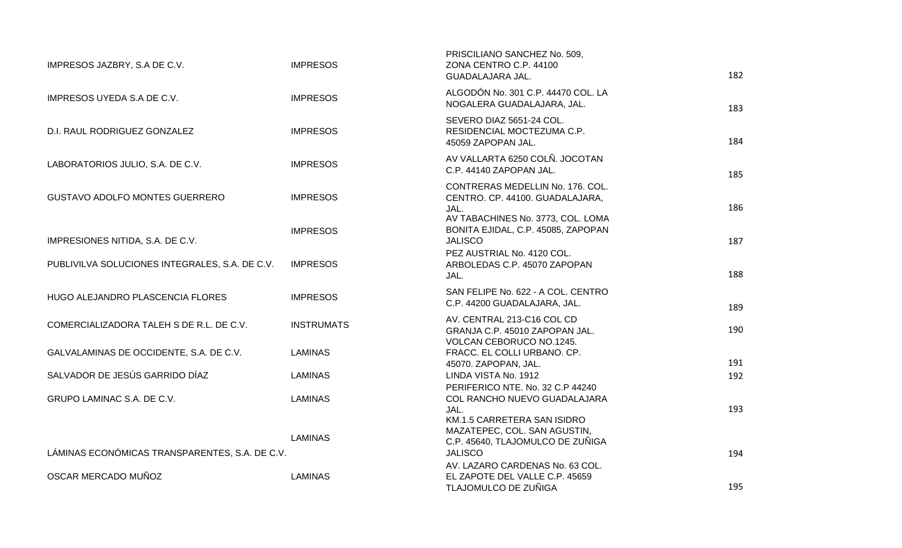| | | | |
|---|---|---|---|
| IMPRESOS JAZBRY, S.A DE C.V. | IMPRESOS | PRISCILIANO SANCHEZ No. 509, ZONA CENTRO C.P. 44100 GUADALAJARA JAL. | 182 |
| IMPRESOS UYEDA S.A DE C.V. | IMPRESOS | ALGODÓN No. 301 C.P. 44470 COL. LA NOGALERA GUADALAJARA, JAL. | 183 |
| D.I. RAUL RODRIGUEZ GONZALEZ | IMPRESOS | SEVERO DIAZ 5651-24 COL. RESIDENCIAL MOCTEZUMA C.P. 45059 ZAPOPAN JAL. | 184 |
| LABORATORIOS JULIO, S.A. DE C.V. | IMPRESOS | AV VALLARTA 6250 COLÑ. JOCOTAN C.P. 44140 ZAPOPAN JAL. | 185 |
| GUSTAVO ADOLFO MONTES GUERRERO | IMPRESOS | CONTRERAS MEDELLIN No. 176. COL. CENTRO. CP. 44100. GUADALAJARA, JAL. | 186 |
| IMPRESIONES NITIDA, S.A. DE C.V. | IMPRESOS | AV TABACHINES No. 3773, COL. LOMA BONITA EJIDAL, C.P. 45085, ZAPOPAN JALISCO | 187 |
| PUBLIVILVA SOLUCIONES INTEGRALES, S.A. DE C.V. | IMPRESOS | PEZ AUSTRIAL No. 4120 COL. ARBOLEDAS C.P. 45070 ZAPOPAN JAL. | 188 |
| HUGO ALEJANDRO PLASCENCIA FLORES | IMPRESOS | SAN FELIPE No. 622 - A COL. CENTRO C.P. 44200 GUADALAJARA, JAL. | 189 |
| COMERCIALIZADORA TALEH S DE R.L. DE C.V. | INSTRUMATS | AV. CENTRAL 213-C16 COL CD GRANJA C.P. 45010 ZAPOPAN JAL. | 190 |
| GALVALAMINAS DE OCCIDENTE, S.A. DE C.V. | LAMINAS | VOLCAN CEBORUCO NO.1245. FRACC. EL COLLI URBANO. CP. 45070. ZAPOPAN, JAL. | 191 |
| SALVADOR DE JESÚS GARRIDO DÍAZ | LAMINAS | LINDA VISTA No. 1912 | 192 |
| GRUPO LAMINAC S.A. DE C.V. | LAMINAS | PERIFERICO NTE. No. 32 C.P 44240 COL RANCHO NUEVO GUADALAJARA JAL. | 193 |
| LÁMINAS ECONÓMICAS TRANSPARENTES, S.A. DE C.V. | LAMINAS | KM.1.5 CARRETERA SAN ISIDRO MAZATEPEC, COL. SAN AGUSTIN, C.P. 45640, TLAJOMULCO DE ZUÑIGA JALISCO | 194 |
| OSCAR MERCADO MUÑOZ | LAMINAS | AV. LAZARO CARDENAS No. 63 COL. EL ZAPOTE DEL VALLE C.P. 45659 TLAJOMULCO DE ZUÑIGA | 195 |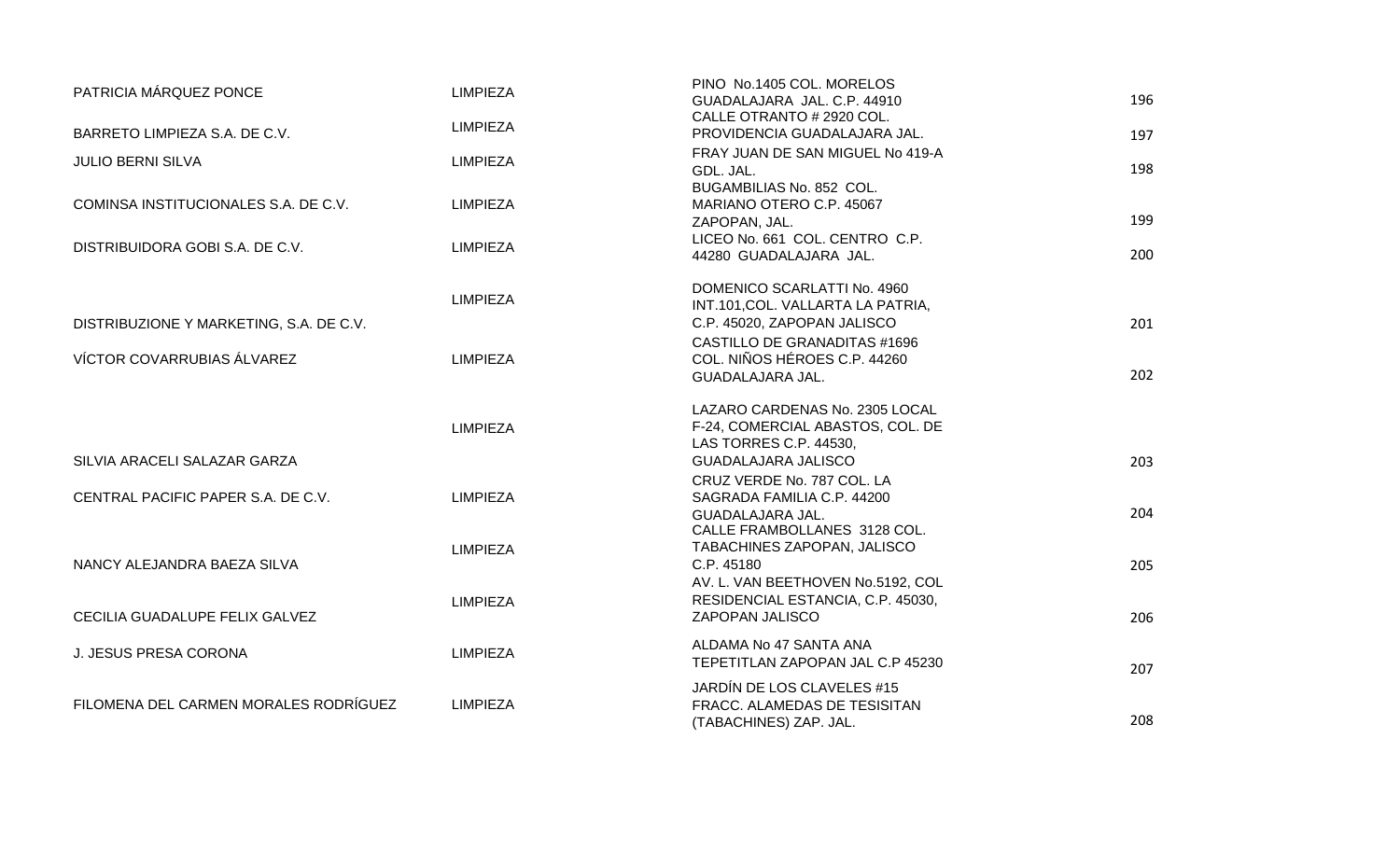| | | | |
|---|---|---|---|
| PATRICIA MÁRQUEZ PONCE | LIMPIEZA | PINO No.1405 COL. MORELOS GUADALAJARA JAL. C.P. 44910 | 196 |
| BARRETO LIMPIEZA S.A. DE C.V. | LIMPIEZA | CALLE OTRANTO # 2920 COL. PROVIDENCIA GUADALAJARA JAL. | 197 |
| JULIO BERNI SILVA | LIMPIEZA | FRAY JUAN DE SAN MIGUEL No 419-A GDL. JAL. | 198 |
| COMINSA INSTITUCIONALES S.A. DE C.V. | LIMPIEZA | BUGAMBILIAS No. 852 COL. MARIANO OTERO C.P. 45067 ZAPOPAN, JAL. | 199 |
| DISTRIBUIDORA GOBI S.A. DE C.V. | LIMPIEZA | LICEO No. 661 COL. CENTRO C.P. 44280 GUADALAJARA JAL. | 200 |
| DISTRIBUZIONE Y MARKETING, S.A. DE C.V. | LIMPIEZA | DOMENICO SCARLATTI No. 4960 INT.101,COL. VALLARTA LA PATRIA, C.P. 45020, ZAPOPAN JALISCO | 201 |
| VÍCTOR COVARRUBIAS ÁLVAREZ | LIMPIEZA | CASTILLO DE GRANADITAS #1696 COL. NIÑOS HÉROES C.P. 44260 GUADALAJARA JAL. | 202 |
| SILVIA ARACELI SALAZAR GARZA | LIMPIEZA | LAZARO CARDENAS No. 2305 LOCAL F-24, COMERCIAL ABASTOS, COL. DE LAS TORRES C.P. 44530, GUADALAJARA JALISCO | 203 |
| CENTRAL PACIFIC PAPER S.A. DE C.V. | LIMPIEZA | CRUZ VERDE No. 787 COL. LA SAGRADA FAMILIA C.P. 44200 GUADALAJARA JAL. | 204 |
| NANCY ALEJANDRA BAEZA SILVA | LIMPIEZA | CALLE FRAMBOLLANES 3128 COL. TABACHINES ZAPOPAN, JALISCO C.P. 45180 | 205 |
| CECILIA GUADALUPE FELIX GALVEZ | LIMPIEZA | AV. L. VAN BEETHOVEN No.5192, COL RESIDENCIAL ESTANCIA, C.P. 45030, ZAPOPAN JALISCO | 206 |
| J. JESUS PRESA CORONA | LIMPIEZA | ALDAMA No 47 SANTA ANA TEPETITLAN ZAPOPAN JAL C.P 45230 | 207 |
| FILOMENA DEL CARMEN MORALES RODRÍGUEZ | LIMPIEZA | JARDÍN DE LOS CLAVELES #15 FRACC. ALAMEDAS DE TESISITAN (TABACHINES) ZAP. JAL. | 208 |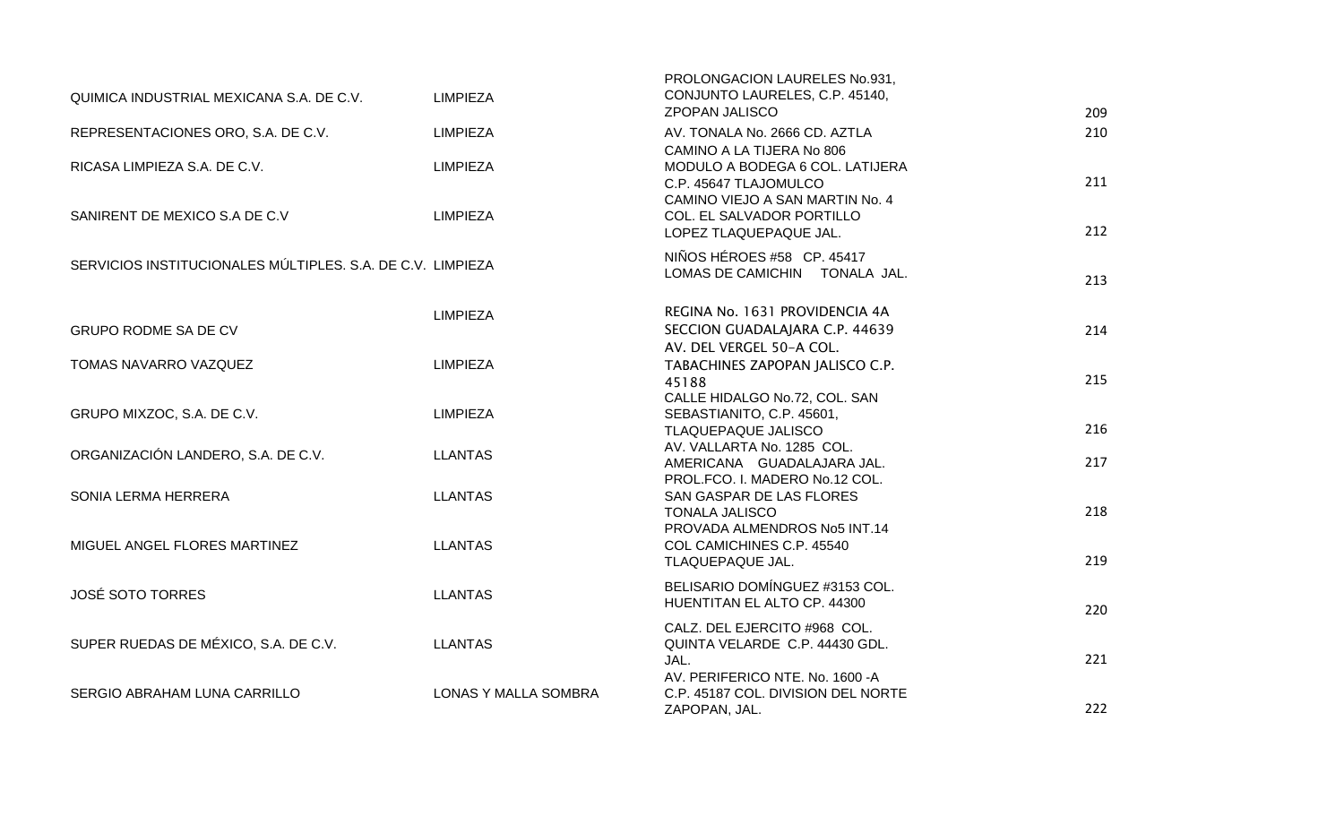| | | | |
|---|---|---|---|
| QUIMICA INDUSTRIAL MEXICANA S.A. DE C.V. | LIMPIEZA | PROLONGACION LAURELES No.931, CONJUNTO LAURELES, C.P. 45140, ZPOPAN JALISCO | 209 |
| REPRESENTACIONES ORO, S.A. DE C.V. | LIMPIEZA | AV. TONALA No. 2666 CD. AZTLA | 210 |
| RICASA LIMPIEZA S.A. DE C.V. | LIMPIEZA | CAMINO A LA TIJERA No 806 MODULO A BODEGA 6 COL. LATIJERA C.P. 45647 TLAJOMULCO | 211 |
| SANIRENT DE MEXICO S.A DE C.V | LIMPIEZA | CAMINO VIEJO A SAN MARTIN No. 4 COL. EL SALVADOR PORTILLO LOPEZ TLAQUEPAQUE JAL. | 212 |
| SERVICIOS INSTITUCIONALES MÚLTIPLES. S.A. DE C.V. | LIMPIEZA | NIÑOS HÉROES #58 CP. 45417 LOMAS DE CAMICHIN TONALA JAL. | 213 |
| GRUPO RODME SA DE CV | LIMPIEZA | REGINA No. 1631 PROVIDENCIA 4A SECCION GUADALAJARA C.P. 44639 | 214 |
| TOMAS NAVARRO VAZQUEZ | LIMPIEZA | AV. DEL VERGEL 50-A COL. TABACHINES ZAPOPAN JALISCO C.P. 45188 | 215 |
| GRUPO MIXZOC, S.A. DE C.V. | LIMPIEZA | CALLE HIDALGO No.72, COL. SAN SEBASTIANITO, C.P. 45601, TLAQUEPAQUE JALISCO | 216 |
| ORGANIZACIÓN LANDERO, S.A. DE C.V. | LLANTAS | AV. VALLARTA No. 1285 COL. AMERICANA GUADALAJARA JAL. | 217 |
| SONIA LERMA HERRERA | LLANTAS | PROL.FCO. I. MADERO No.12 COL. SAN GASPAR DE LAS FLORES TONALA JALISCO | 218 |
| MIGUEL ANGEL FLORES MARTINEZ | LLANTAS | PROVADA ALMENDROS No5 INT.14 COL CAMICHINES C.P. 45540 TLAQUEPAQUE JAL. | 219 |
| JOSÉ SOTO TORRES | LLANTAS | BELISARIO DOMÍNGUEZ #3153 COL. HUENTITAN EL ALTO CP. 44300 | 220 |
| SUPER RUEDAS DE MÉXICO, S.A. DE C.V. | LLANTAS | CALZ. DEL EJERCITO #968 COL. QUINTA VELARDE C.P. 44430 GDL. JAL. | 221 |
| SERGIO ABRAHAM LUNA CARRILLO | LONAS Y MALLA SOMBRA | AV. PERIFERICO NTE. No. 1600 -A C.P. 45187 COL. DIVISION DEL NORTE ZAPOPAN, JAL. | 222 |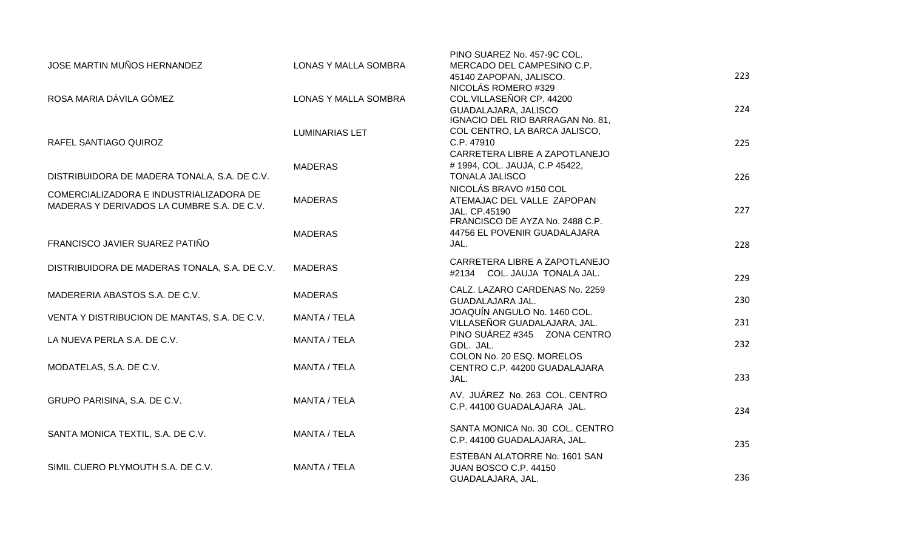| | | | |
|---|---|---|---|
| JOSE MARTIN MUÑOS HERNANDEZ | LONAS Y MALLA SOMBRA | PINO SUAREZ No. 457-9C COL. MERCADO DEL CAMPESINO C.P. 45140 ZAPOPAN, JALISCO. | 223 |
| ROSA MARIA DÁVILA GÓMEZ | LONAS Y MALLA SOMBRA | NICOLÁS ROMERO #329 COL.VILLASEÑOR CP. 44200 GUADALAJARA, JALISCO | 224 |
| RAFEL SANTIAGO QUIROZ | LUMINARIAS LET | IGNACIO DEL RIO BARRAGAN No. 81, COL CENTRO, LA BARCA JALISCO, C.P. 47910 | 225 |
| DISTRIBUIDORA DE MADERA TONALA, S.A. DE C.V. | MADERAS | CARRETERA LIBRE A ZAPOTLANEJO # 1994, COL. JAUJA, C.P 45422, TONALA JALISCO | 226 |
| COMERCIALIZADORA E INDUSTRIALIZADORA DE MADERAS Y DERIVADOS LA CUMBRE S.A. DE C.V. | MADERAS | NICOLÁS BRAVO #150 COL ATEMAJAC DEL VALLE ZAPOPAN JAL. CP.45190 | 227 |
| FRANCISCO JAVIER SUAREZ PATIÑO | MADERAS | FRANCISCO DE AYZA No. 2488 C.P. 44756 EL POVENIR GUADALAJARA JAL. | 228 |
| DISTRIBUIDORA DE MADERAS TONALA, S.A. DE C.V. | MADERAS | CARRETERA LIBRE A ZAPOTLANEJO #2134 COL. JAUJA TONALA JAL. | 229 |
| MADERERIA ABASTOS S.A. DE C.V. | MADERAS | CALZ. LAZARO CARDENAS No. 2259 GUADALAJARA JAL. | 230 |
| VENTA Y DISTRIBUCION DE MANTAS, S.A. DE C.V. | MANTA / TELA | JOAQUÍN ANGULO No. 1460 COL. VILLASEÑOR GUADALAJARA, JAL. | 231 |
| LA NUEVA PERLA S.A. DE C.V. | MANTA / TELA | PINO SUÁREZ #345 ZONA CENTRO GDL. JAL. | 232 |
| MODATELAS, S.A. DE C.V. | MANTA / TELA | COLON No. 20 ESQ. MORELOS CENTRO C.P. 44200 GUADALAJARA JAL. | 233 |
| GRUPO PARISINA, S.A. DE C.V. | MANTA / TELA | AV. JUÁREZ No. 263 COL. CENTRO C.P. 44100 GUADALAJARA JAL. | 234 |
| SANTA MONICA TEXTIL, S.A. DE C.V. | MANTA / TELA | SANTA MONICA No. 30 COL. CENTRO C.P. 44100 GUADALAJARA, JAL. | 235 |
| SIMIL CUERO PLYMOUTH S.A. DE C.V. | MANTA / TELA | ESTEBAN ALATORRE No. 1601 SAN JUAN BOSCO C.P. 44150 GUADALAJARA, JAL. | 236 |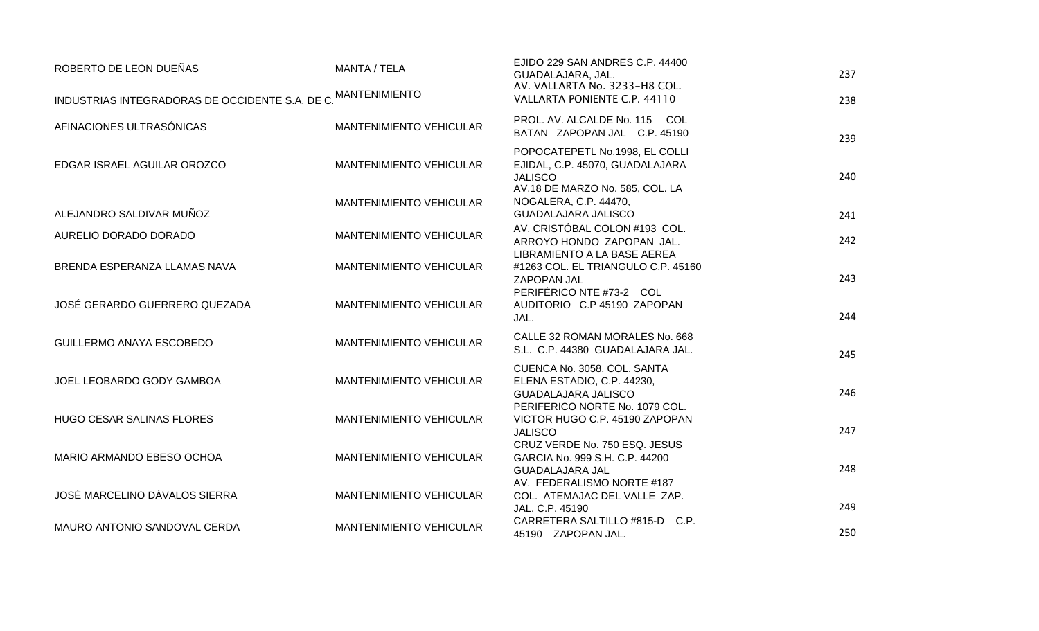| | | | |
|---|---|---|---|
| ROBERTO DE LEON DUEÑAS | MANTA / TELA | EJIDO 229 SAN ANDRES C.P. 44400 GUADALAJARA, JAL. | 237 |
| INDUSTRIAS INTEGRADORAS DE OCCIDENTE S.A. DE C. | MANTENIMIENTO | AV. VALLARTA No. 3233-H8 COL. VALLARTA PONIENTE C.P. 44110 | 238 |
| AFINACIONES ULTRASÓNICAS | MANTENIMIENTO VEHICULAR | PROL. AV. ALCALDE No. 115 COL BATAN ZAPOPAN JAL C.P. 45190 | 239 |
| EDGAR ISRAEL AGUILAR OROZCO | MANTENIMIENTO VEHICULAR | POPOCATEPETL No.1998, EL COLLI EJIDAL, C.P. 45070, GUADALAJARA JALISCO | 240 |
| ALEJANDRO SALDIVAR MUÑOZ | MANTENIMIENTO VEHICULAR | AV.18 DE MARZO No. 585, COL. LA NOGALERA, C.P. 44470, GUADALAJARA JALISCO | 241 |
| AURELIO DORADO DORADO | MANTENIMIENTO VEHICULAR | AV. CRISTÓBAL COLON #193 COL. ARROYO HONDO ZAPOPAN JAL. | 242 |
| BRENDA ESPERANZA LLAMAS NAVA | MANTENIMIENTO VEHICULAR | LIBRAMIENTO A LA BASE AEREA #1263 COL. EL TRIANGULO C.P. 45160 ZAPOPAN JAL | 243 |
| JOSÉ GERARDO GUERRERO QUEZADA | MANTENIMIENTO VEHICULAR | PERIFÉRICO NTE #73-2 COL AUDITORIO C.P 45190 ZAPOPAN JAL. | 244 |
| GUILLERMO ANAYA ESCOBEDO | MANTENIMIENTO VEHICULAR | CALLE 32 ROMAN MORALES No. 668 S.L. C.P. 44380 GUADALAJARA JAL. | 245 |
| JOEL LEOBARDO GODY GAMBOA | MANTENIMIENTO VEHICULAR | CUENCA No. 3058, COL. SANTA ELENA ESTADIO, C.P. 44230, GUADALAJARA JALISCO | 246 |
| HUGO CESAR SALINAS FLORES | MANTENIMIENTO VEHICULAR | PERIFERICO NORTE No. 1079 COL. VICTOR HUGO C.P. 45190 ZAPOPAN JALISCO | 247 |
| MARIO ARMANDO EBESO OCHOA | MANTENIMIENTO VEHICULAR | CRUZ VERDE No. 750 ESQ. JESUS GARCIA No. 999 S.H. C.P. 44200 GUADALAJARA JAL | 248 |
| JOSÉ MARCELINO DÁVALOS SIERRA | MANTENIMIENTO VEHICULAR | AV. FEDERALISMO NORTE #187 COL. ATEMAJAC DEL VALLE ZAP. JAL. C.P. 45190 | 249 |
| MAURO ANTONIO SANDOVAL CERDA | MANTENIMIENTO VEHICULAR | CARRETERA SALTILLO #815-D C.P. 45190 ZAPOPAN JAL. | 250 |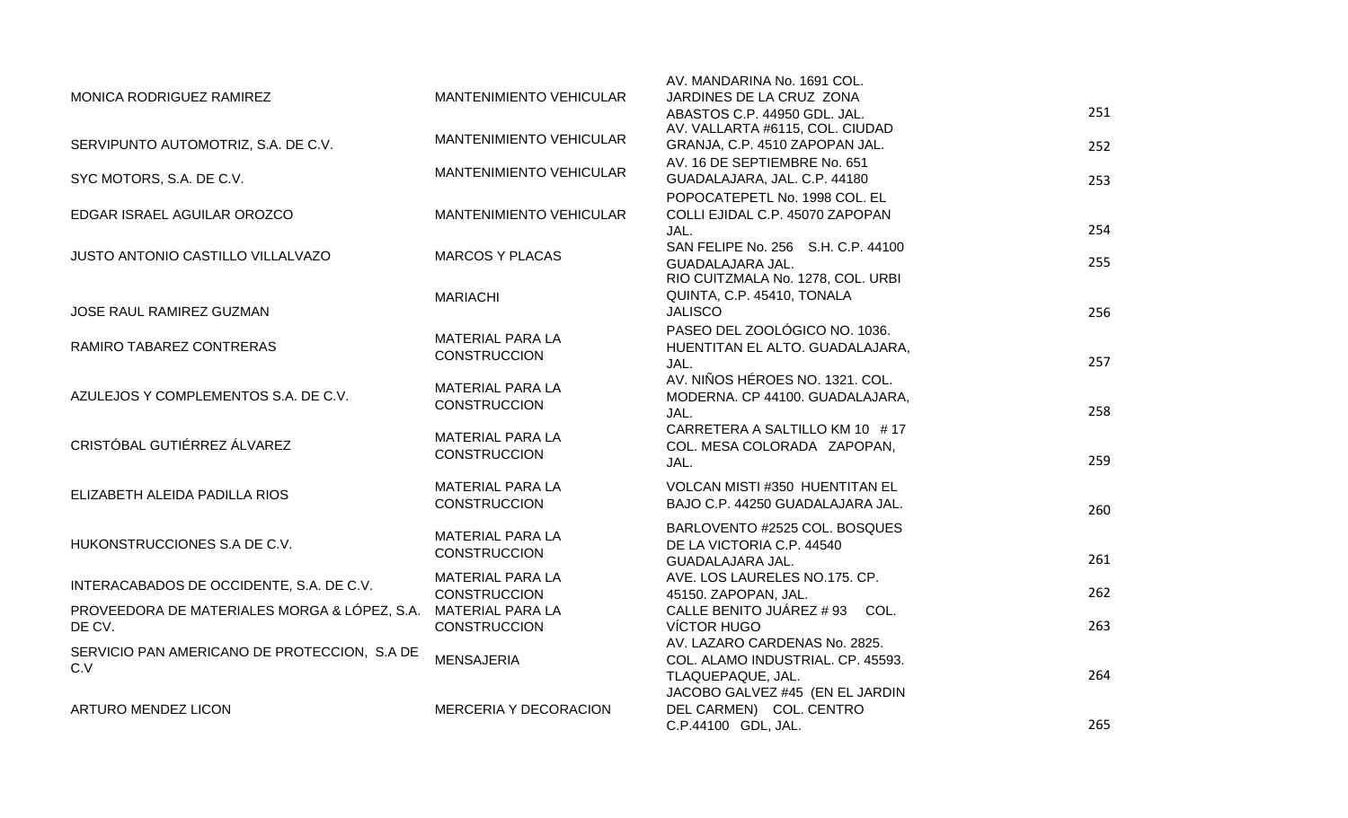| | | | |
|---|---|---|---|
| MONICA RODRIGUEZ RAMIREZ | MANTENIMIENTO VEHICULAR | AV. MANDARINA No. 1691 COL. JARDINES DE LA CRUZ ZONA ABASTOS C.P. 44950 GDL. JAL. | 251 |
| SERVIPUNTO AUTOMOTRIZ, S.A. DE C.V. | MANTENIMIENTO VEHICULAR | AV. VALLARTA #6115, COL. CIUDAD GRANJA, C.P. 4510 ZAPOPAN JAL. | 252 |
| SYC MOTORS, S.A. DE C.V. | MANTENIMIENTO VEHICULAR | AV. 16 DE SEPTIEMBRE No. 651 GUADALAJARA, JAL. C.P. 44180 | 253 |
| EDGAR ISRAEL AGUILAR OROZCO | MANTENIMIENTO VEHICULAR | POPOCATEPETL No. 1998 COL. EL COLLI EJIDAL C.P. 45070 ZAPOPAN JAL. | 254 |
| JUSTO ANTONIO CASTILLO VILLALVAZO | MARCOS Y PLACAS | SAN FELIPE No. 256 S.H. C.P. 44100 GUADALAJARA JAL. | 255 |
| JOSE RAUL RAMIREZ GUZMAN | MARIACHI | RIO CUITZMALA No. 1278, COL. URBI QUINTA, C.P. 45410, TONALA JALISCO | 256 |
| RAMIRO TABAREZ CONTRERAS | MATERIAL PARA LA CONSTRUCCION | PASEO DEL ZOOLÓGICO NO. 1036. HUENTITAN EL ALTO. GUADALAJARA, JAL. | 257 |
| AZULEJOS Y COMPLEMENTOS S.A. DE C.V. | MATERIAL PARA LA CONSTRUCCION | AV. NIÑOS HÉROES NO. 1321. COL. MODERNA. CP 44100. GUADALAJARA, JAL. | 258 |
| CRISTÓBAL GUTIÉRREZ ÁLVAREZ | MATERIAL PARA LA CONSTRUCCION | CARRETERA A SALTILLO KM 10 # 17 COL. MESA COLORADA ZAPOPAN, JAL. | 259 |
| ELIZABETH ALEIDA PADILLA RIOS | MATERIAL PARA LA CONSTRUCCION | VOLCAN MISTI #350 HUENTITAN EL BAJO C.P. 44250 GUADALAJARA JAL. | 260 |
| HUKONSTRUCCIONES S.A DE C.V. | MATERIAL PARA LA CONSTRUCCION | BARLOVENTO #2525 COL. BOSQUES DE LA VICTORIA C.P. 44540 GUADALAJARA JAL. | 261 |
| INTERACABADOS DE OCCIDENTE, S.A. DE C.V. | MATERIAL PARA LA CONSTRUCCION | AVE. LOS LAURELES NO.175. CP. 45150. ZAPOPAN, JAL. | 262 |
| PROVEEDORA DE MATERIALES MORGA & LÓPEZ, S.A. DE CV. | MATERIAL PARA LA CONSTRUCCION | CALLE BENITO JUÁREZ # 93 COL. VÍCTOR HUGO | 263 |
| SERVICIO PAN AMERICANO DE PROTECCION, S.A DE C.V | MENSAJERIA | AV. LAZARO CARDENAS No. 2825. COL. ALAMO INDUSTRIAL. CP. 45593. TLAQUEPAQUE, JAL. | 264 |
| ARTURO MENDEZ LICON | MERCERIA Y DECORACION | JACOBO GALVEZ #45 (EN EL JARDIN DEL CARMEN) COL. CENTRO C.P.44100 GDL, JAL. | 265 |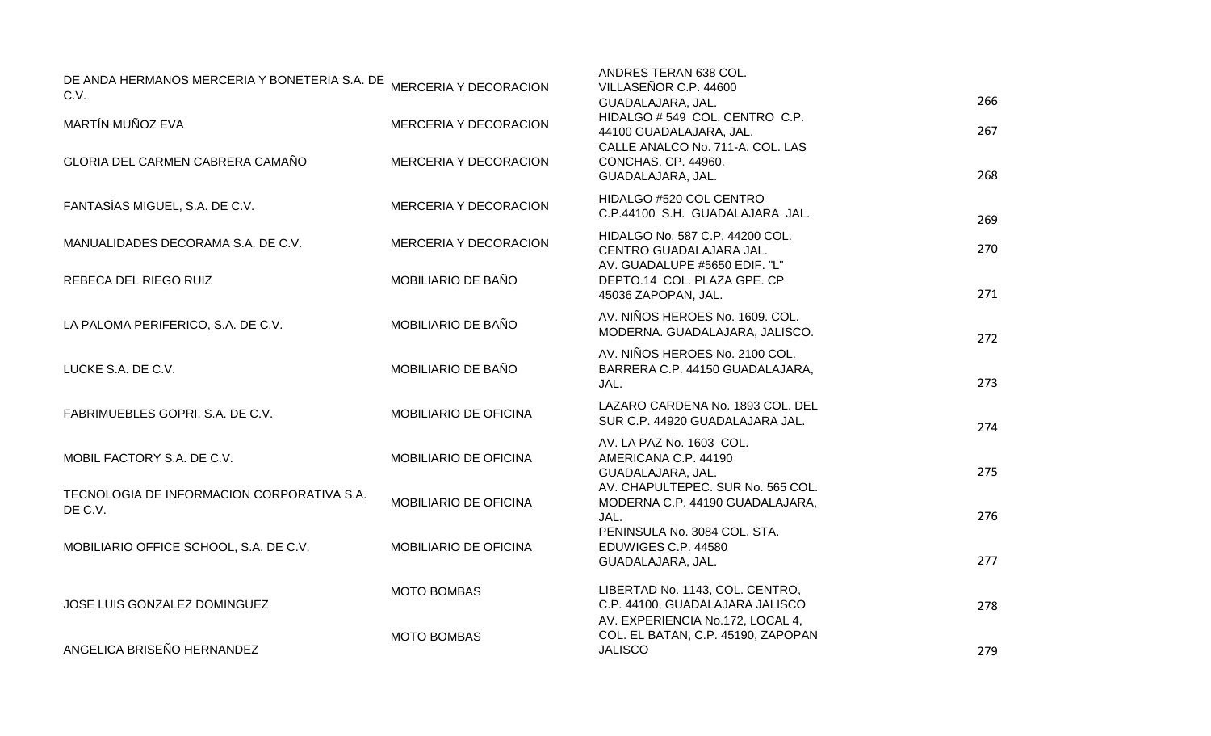| | | | |
|---|---|---|---|
| DE ANDA HERMANOS MERCERIA Y BONETERIA S.A. DE C.V. | MERCERIA Y DECORACION | ANDRES TERAN 638 COL. VILLASEÑOR C.P. 44600 GUADALAJARA, JAL. | 266 |
| MARTÍN MUÑOZ EVA | MERCERIA Y DECORACION | HIDALGO # 549 COL. CENTRO C.P. 44100 GUADALAJARA, JAL. | 267 |
| GLORIA DEL CARMEN CABRERA CAMAÑO | MERCERIA Y DECORACION | CALLE ANALCO No. 711-A. COL. LAS CONCHAS. CP. 44960. GUADALAJARA, JAL. | 268 |
| FANTASÍAS MIGUEL, S.A. DE C.V. | MERCERIA Y DECORACION | HIDALGO #520 COL CENTRO C.P.44100 S.H. GUADALAJARA JAL. | 269 |
| MANUALIDADES DECORAMA S.A. DE C.V. | MERCERIA Y DECORACION | HIDALGO No. 587 C.P. 44200 COL. CENTRO GUADALAJARA JAL. | 270 |
| REBECA DEL RIEGO RUIZ | MOBILIARIO DE BAÑO | AV. GUADALUPE #5650 EDIF. "L" DEPTO.14 COL. PLAZA GPE. CP 45036 ZAPOPAN, JAL. | 271 |
| LA PALOMA PERIFERICO, S.A. DE C.V. | MOBILIARIO DE BAÑO | AV. NIÑOS HEROES No. 1609. COL. MODERNA. GUADALAJARA, JALISCO. | 272 |
| LUCKE S.A. DE C.V. | MOBILIARIO DE BAÑO | AV. NIÑOS HEROES No. 2100 COL. BARRERA C.P. 44150 GUADALAJARA, JAL. | 273 |
| FABRIMUEBLES GOPRI, S.A. DE C.V. | MOBILIARIO DE OFICINA | LAZARO CARDENA No. 1893 COL. DEL SUR C.P. 44920 GUADALAJARA JAL. | 274 |
| MOBIL FACTORY S.A. DE C.V. | MOBILIARIO DE OFICINA | AV. LA PAZ No. 1603 COL. AMERICANA C.P. 44190 GUADALAJARA, JAL. | 275 |
| TECNOLOGIA DE INFORMACION CORPORATIVA S.A. DE C.V. | MOBILIARIO DE OFICINA | AV. CHAPULTEPEC. SUR No. 565 COL. MODERNA C.P. 44190 GUADALAJARA, JAL. | 276 |
| MOBILIARIO OFFICE SCHOOL, S.A. DE C.V. | MOBILIARIO DE OFICINA | PENINSULA No. 3084 COL. STA. EDUWIGES C.P. 44580 GUADALAJARA, JAL. | 277 |
| JOSE LUIS GONZALEZ DOMINGUEZ | MOTO BOMBAS | LIBERTAD No. 1143, COL. CENTRO, C.P. 44100, GUADALAJARA JALISCO | 278 |
| ANGELICA BRISEÑO HERNANDEZ | MOTO BOMBAS | AV. EXPERIENCIA No.172, LOCAL 4, COL. EL BATAN, C.P. 45190, ZAPOPAN JALISCO | 279 |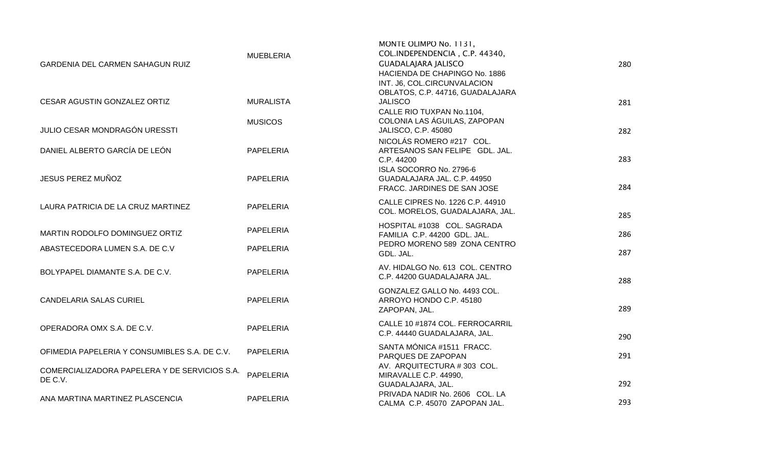| | | | |
|---|---|---|---|
| GARDENIA DEL CARMEN SAHAGUN RUIZ | MUEBLERIA | MONTE OLIMPO No. 1131, COL.INDEPENDENCIA , C.P. 44340, GUADALAJARA JALISCO | 280 |
| CESAR AGUSTIN GONZALEZ ORTIZ | MURALISTA | HACIENDA DE CHAPINGO No. 1886 INT. J6, COL.CIRCUNVALACION OBLATOS, C.P. 44716, GUADALAJARA JALISCO | 281 |
| JULIO CESAR MONDRAGÓN URESSTI | MUSICOS | CALLE RIO TUXPAN No.1104, COLONIA LAS ÁGUILAS, ZAPOPAN JALISCO, C.P. 45080 | 282 |
| DANIEL ALBERTO GARCÍA DE LEÓN | PAPELERIA | NICOLÁS ROMERO #217 COL. ARTESANOS SAN FELIPE GDL. JAL. C.P. 44200 | 283 |
| JESUS PEREZ MUÑOZ | PAPELERIA | ISLA SOCORRO No. 2796-6 GUADALAJARA JAL. C.P. 44950 FRACC. JARDINES DE SAN JOSE | 284 |
| LAURA PATRICIA DE LA CRUZ MARTINEZ | PAPELERIA | CALLE CIPRES No. 1226 C.P. 44910 COL. MORELOS, GUADALAJARA, JAL. | 285 |
| MARTIN RODOLFO DOMINGUEZ ORTIZ | PAPELERIA | HOSPITAL #1038 COL. SAGRADA FAMILIA C.P. 44200 GDL. JAL. | 286 |
| ABASTECEDORA LUMEN S.A. DE C.V | PAPELERIA | PEDRO MORENO 589 ZONA CENTRO GDL. JAL. | 287 |
| BOLYPAPEL DIAMANTE S.A. DE C.V. | PAPELERIA | AV. HIDALGO No. 613 COL. CENTRO C.P. 44200 GUADALAJARA JAL. | 288 |
| CANDELARIA SALAS CURIEL | PAPELERIA | GONZALEZ GALLO No. 4493 COL. ARROYO HONDO C.P. 45180 ZAPOPAN, JAL. | 289 |
| OPERADORA OMX S.A. DE C.V. | PAPELERIA | CALLE 10 #1874 COL. FERROCARRIL C.P. 44440 GUADALAJARA, JAL. | 290 |
| OFIMEDIA PAPELERIA Y CONSUMIBLES S.A. DE C.V. | PAPELERIA | SANTA MÓNICA #1511 FRACC. PARQUES DE ZAPOPAN | 291 |
| COMERCIALIZADORA PAPELERA Y DE SERVICIOS S.A. DE C.V. | PAPELERIA | AV. ARQUITECTURA # 303 COL. MIRAVALLE C.P. 44990, GUADALAJARA, JAL. | 292 |
| ANA MARTINA MARTINEZ PLASCENCIA | PAPELERIA | PRIVADA NADIR No. 2606 COL. LA CALMA C.P. 45070 ZAPOPAN JAL. | 293 |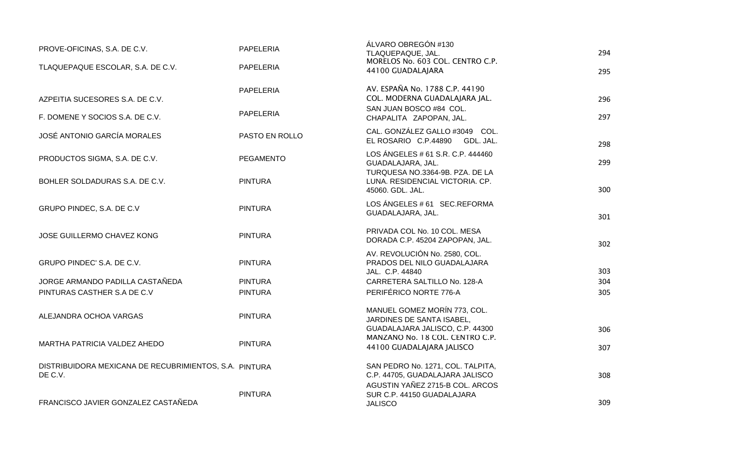| | | | |
|---|---|---|---|
| PROVE-OFICINAS, S.A. DE C.V. | PAPELERIA | ÁLVARO OBREGÓN #130 TLAQUEPAQUE, JAL. | 294 |
| TLAQUEPAQUE ESCOLAR, S.A. DE C.V. | PAPELERIA | MORELOS No. 603 COL. CENTRO C.P. 44100 GUADALAJARA | 295 |
| AZPEITIA SUCESORES S.A. DE C.V. | PAPELERIA | AV. ESPAÑA No. 1788 C.P. 44190 COL. MODERNA GUADALAJARA JAL. | 296 |
| F. DOMENE Y SOCIOS S.A. DE C.V. | PAPELERIA | SAN JUAN BOSCO #84 COL. CHAPALITA ZAPOPAN, JAL. | 297 |
| JOSÉ ANTONIO GARCÍA MORALES | PASTO EN ROLLO | CAL. GONZÁLEZ GALLO #3049 COL. EL ROSARIO C.P.44890 GDL. JAL. | 298 |
| PRODUCTOS SIGMA, S.A. DE C.V. | PEGAMENTO | LOS ÁNGELES # 61 S.R. C.P. 444460 GUADALAJARA, JAL. | 299 |
| BOHLER SOLDADURAS S.A. DE C.V. | PINTURA | TURQUESA NO.3364-9B. PZA. DE LA LUNA. RESIDENCIAL VICTORIA. CP. 45060. GDL. JAL. | 300 |
| GRUPO PINDEC, S.A. DE C.V | PINTURA | LOS ÁNGELES # 61 SEC.REFORMA GUADALAJARA, JAL. | 301 |
| JOSE GUILLERMO CHAVEZ KONG | PINTURA | PRIVADA COL No. 10 COL. MESA DORADA C.P. 45204 ZAPOPAN, JAL. | 302 |
| GRUPO PINDEC' S.A. DE C.V. | PINTURA | AV. REVOLUCIÓN No. 2580, COL. PRADOS DEL NILO GUADALAJARA JAL. C.P. 44840 | 303 |
| JORGE ARMANDO PADILLA CASTAÑEDA | PINTURA | CARRETERA SALTILLO No. 128-A | 304 |
| PINTURAS CASTHER S.A DE C.V | PINTURA | PERIFÉRICO NORTE 776-A | 305 |
| ALEJANDRA OCHOA VARGAS | PINTURA | MANUEL GOMEZ MORÍN 773, COL. JARDINES DE SANTA ISABEL, GUADALAJARA JALISCO, C.P. 44300 | 306 |
| MARTHA PATRICIA VALDEZ AHEDO | PINTURA | MANZANO No. 18 COL. CENTRO C.P. 44100 GUADALAJARA JALISCO | 307 |
| DISTRIBUIDORA MEXICANA DE RECUBRIMIENTOS, S.A. DE C.V. | PINTURA | SAN PEDRO No. 1271, COL. TALPITA, C.P. 44705, GUADALAJARA JALISCO | 308 |
| FRANCISCO JAVIER GONZALEZ CASTAÑEDA | PINTURA | AGUSTIN YAÑEZ 2715-B COL. ARCOS SUR C.P. 44150 GUADALAJARA JALISCO | 309 |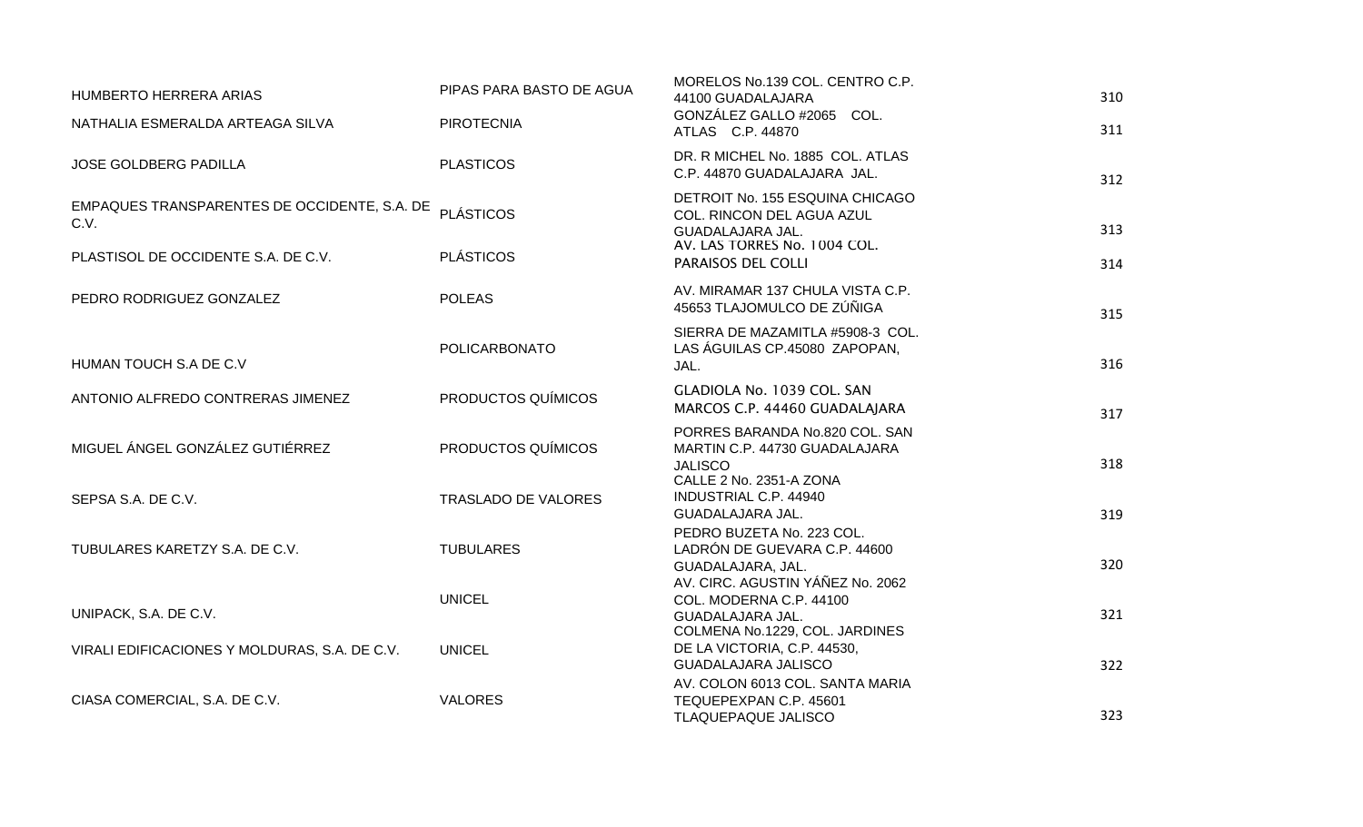| | | | |
|---|---|---|---|
| HUMBERTO HERRERA ARIAS | PIPAS PARA BASTO DE AGUA | MORELOS No.139 COL. CENTRO C.P. 44100 GUADALAJARA | 310 |
| NATHALIA ESMERALDA ARTEAGA SILVA | PIROTECNIA | GONZÁLEZ GALLO #2065 COL. ATLAS C.P. 44870 | 311 |
| JOSE GOLDBERG PADILLA | PLASTICOS | DR. R MICHEL No. 1885 COL. ATLAS C.P. 44870 GUADALAJARA JAL. | 312 |
| EMPAQUES TRANSPARENTES DE OCCIDENTE, S.A. DE C.V. | PLÁSTICOS | DETROIT No. 155 ESQUINA CHICAGO COL. RINCON DEL AGUA AZUL GUADALAJARA JAL. | 313 |
| PLASTISOL DE OCCIDENTE S.A. DE C.V. | PLÁSTICOS | AV. LAS TORRES No. 1004 COL. PARAISOS DEL COLLI | 314 |
| PEDRO RODRIGUEZ GONZALEZ | POLEAS | AV. MIRAMAR 137 CHULA VISTA C.P. 45653 TLAJOMULCO DE ZÚÑIGA | 315 |
| HUMAN TOUCH S.A DE C.V | POLICARBONATO | SIERRA DE MAZAMITLA #5908-3 COL. LAS ÁGUILAS CP.45080 ZAPOPAN, JAL. | 316 |
| ANTONIO ALFREDO CONTRERAS JIMENEZ | PRODUCTOS QUÍMICOS | GLADIOLA No. 1039 COL. SAN MARCOS C.P. 44460 GUADALAJARA | 317 |
| MIGUEL ÁNGEL GONZÁLEZ GUTIÉRREZ | PRODUCTOS QUÍMICOS | PORRES BARANDA No.820 COL. SAN MARTIN C.P. 44730 GUADALAJARA JALISCO | 318 |
| SEPSA S.A. DE C.V. | TRASLADO DE VALORES | CALLE 2 No. 2351-A ZONA INDUSTRIAL C.P. 44940 GUADALAJARA JAL. | 319 |
| TUBULARES KARETZY S.A. DE C.V. | TUBULARES | PEDRO BUZETA No. 223 COL. LADRÓN DE GUEVARA C.P. 44600 GUADALAJARA, JAL. | 320 |
| UNIPACK, S.A. DE C.V. | UNICEL | AV. CIRC. AGUSTIN YÁÑEZ No. 2062 COL. MODERNA C.P. 44100 GUADALAJARA JAL. | 321 |
| VIRALI EDIFICACIONES Y MOLDURAS, S.A. DE C.V. | UNICEL | COLMENA No.1229, COL. JARDINES DE LA VICTORIA, C.P. 44530, GUADALAJARA JALISCO | 322 |
| CIASA COMERCIAL, S.A. DE C.V. | VALORES | AV. COLON 6013 COL. SANTA MARIA TEQUEPEXPAN C.P. 45601 TLAQUEPAQUE JALISCO | 323 |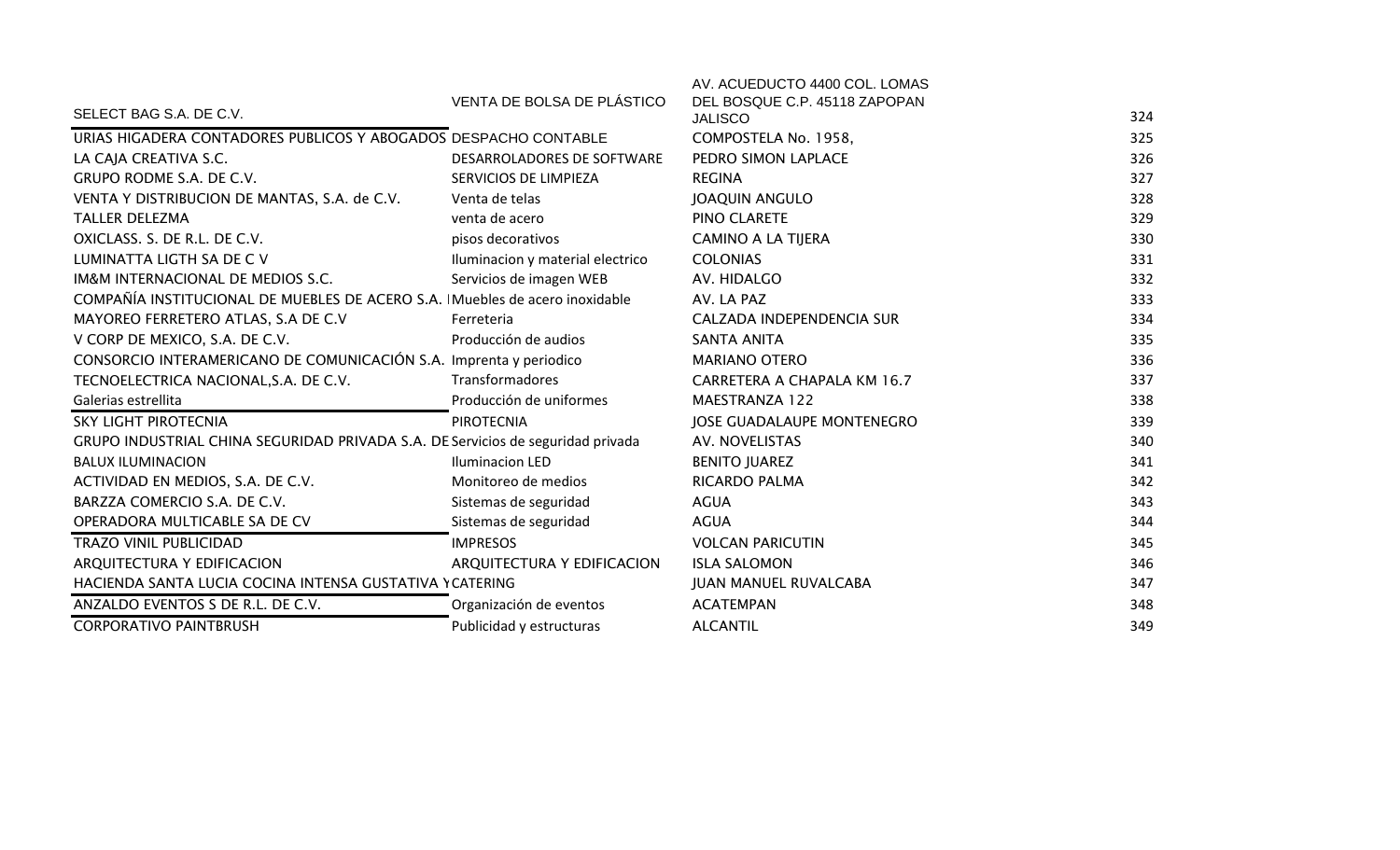| | | | |
|---|---|---|---|
| SELECT BAG S.A. DE C.V. | VENTA DE BOLSA DE PLÁSTICO | AV. ACUEDUCTO 4400 COL. LOMAS DEL BOSQUE C.P. 45118 ZAPOPAN JALISCO | 324 |
| URIAS HIGADERA CONTADORES PUBLICOS Y ABOGADOS | DESPACHO CONTABLE | COMPOSTELA No. 1958, | 325 |
| LA CAJA CREATIVA S.C. | DESARROLADORES DE SOFTWARE | PEDRO SIMON LAPLACE | 326 |
| GRUPO RODME S.A. DE C.V. | SERVICIOS DE LIMPIEZA | REGINA | 327 |
| VENTA Y DISTRIBUCION DE MANTAS, S.A. de C.V. | Venta de telas | JOAQUIN ANGULO | 328 |
| TALLER DELEZMA | venta de acero | PINO CLARETE | 329 |
| OXICLASS. S. DE R.L. DE C.V. | pisos decorativos | CAMINO A LA TIJERA | 330 |
| LUMINATTA LIGTH SA DE C V | Iluminacion y material electrico | COLONIAS | 331 |
| IM&M INTERNACIONAL DE MEDIOS S.C. | Servicios de imagen WEB | AV. HIDALGO | 332 |
| COMPAÑÍA INSTITUCIONAL DE MUEBLES DE ACERO S.A. I | Muebles de acero inoxidable | AV. LA PAZ | 333 |
| MAYOREO FERRETERO ATLAS, S.A DE C.V | Ferreteria | CALZADA INDEPENDENCIA SUR | 334 |
| V CORP DE MEXICO, S.A. DE C.V. | Producción de audios | SANTA ANITA | 335 |
| CONSORCIO INTERAMERICANO DE COMUNICACIÓN S.A. | Imprenta y periodico | MARIANO OTERO | 336 |
| TECNOELECTRICA NACIONAL,S.A. DE C.V. | Transformadores | CARRETERA A CHAPALA KM 16.7 | 337 |
| Galerias estrellita | Producción de uniformes | MAESTRANZA 122 | 338 |
| SKY LIGHT PIROTECNIA | PIROTECNIA | JOSE GUADALUPE MONTENEGRO | 339 |
| GRUPO INDUSTRIAL CHINA SEGURIDAD PRIVADA S.A. DE | Servicios de seguridad privada | AV. NOVELISTAS | 340 |
| BALUX ILUMINACION | Iluminacion LED | BENITO JUAREZ | 341 |
| ACTIVIDAD EN MEDIOS, S.A. DE C.V. | Monitoreo de medios | RICARDO PALMA | 342 |
| BARZZA COMERCIO S.A. DE C.V. | Sistemas de seguridad | AGUA | 343 |
| OPERADORA MULTICABLE SA DE CV | Sistemas de seguridad | AGUA | 344 |
| TRAZO VINIL PUBLICIDAD | IMPRESOS | VOLCAN PARICUTIN | 345 |
| ARQUITECTURA Y EDIFICACION | ARQUITECTURA Y EDIFICACION | ISLA SALOMON | 346 |
| HACIENDA SANTA LUCIA COCINA INTENSA GUSTATIVA Y | CATERING | JUAN MANUEL RUVALCABA | 347 |
| ANZALDO EVENTOS S DE R.L. DE C.V. | Organización de eventos | ACATEMPAN | 348 |
| CORPORATIVO PAINTBRUSH | Publicidad y estructuras | ALCANTIL | 349 |